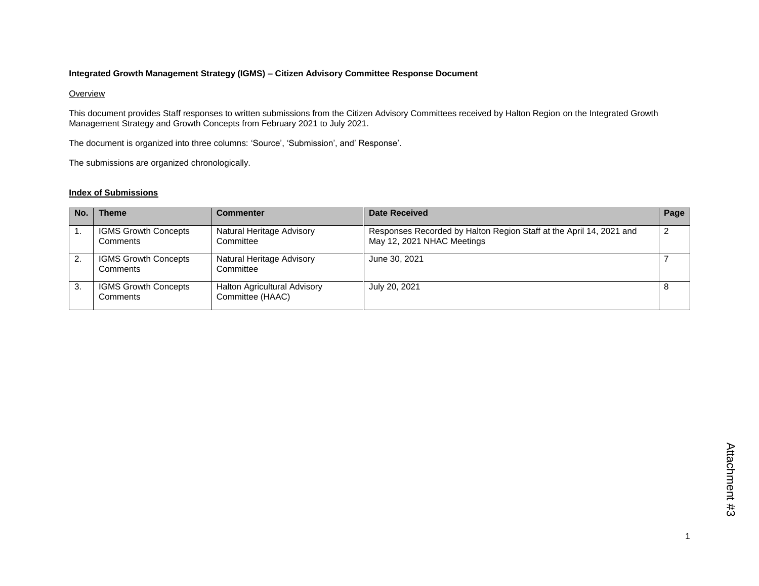**Integrated Growth Management Strategy (IGMS) – Citizen Advisory Committee Response Document**

Overview

This document provides Staff responses to written submissions from the Citizen Advisory Committees received by Halton Region on the Integrated Growth Management Strategy and Growth Concepts from February 2021 to July 2021.

The document is organized into three columns: 'Source', 'Submission', and' Response'.

The submissions are organized chronologically.

**Index of Submissions**

| No. | Theme | Commenter | Date Received | Page |
|---|---|---|---|---|
| 1. | IGMS Growth Concepts Comments | Natural Heritage Advisory Committee | Responses Recorded by Halton Region Staff at the April 14, 2021 and May 12, 2021 NHAC Meetings | 2 |
| 2. | IGMS Growth Concepts Comments | Natural Heritage Advisory Committee | June 30, 2021 | 7 |
| 3. | IGMS Growth Concepts Comments | Halton Agricultural Advisory Committee (HAAC) | July 20, 2021 | 8 |

Attachment #3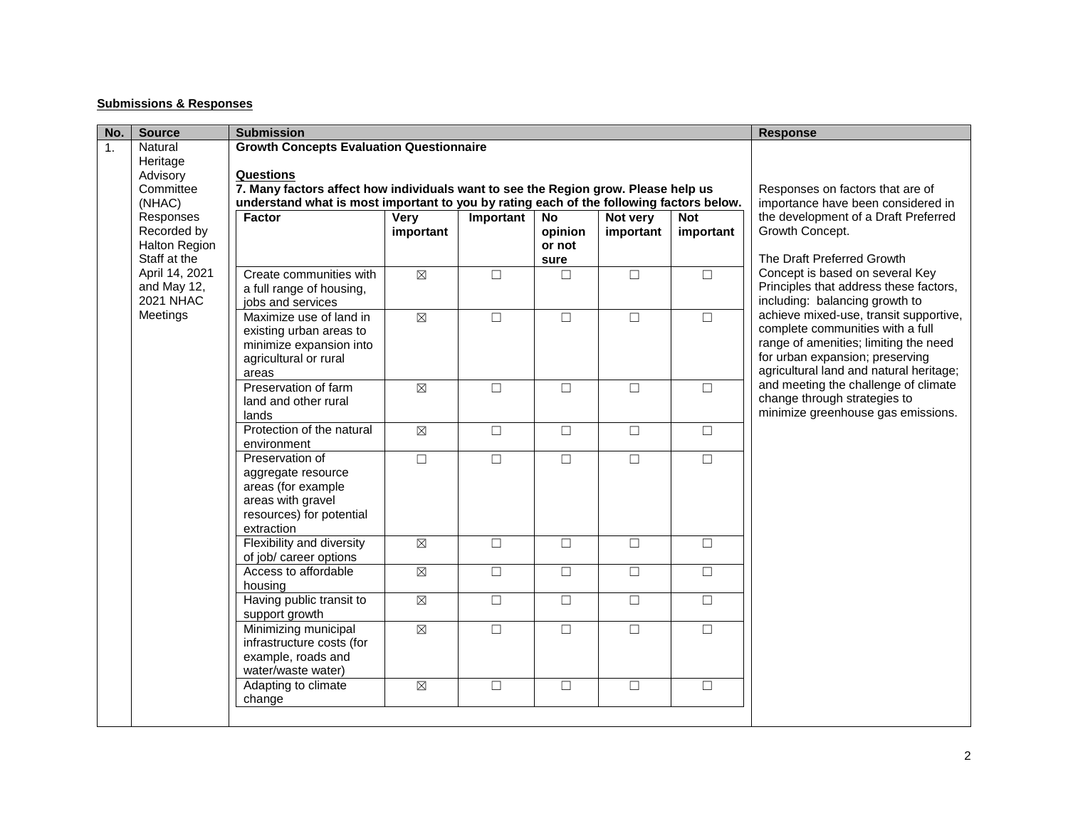**Submissions & Responses**

| No. | Source | Submission | Response |
|---|---|---|---|
| 1. | Natural Heritage Advisory Committee (NHAC) Responses Recorded by Halton Region Staff at the April 14, 2021 and May 12, 2021 NHAC Meetings | **Growth Concepts Evaluation Questionnaire**<br><br>**<u>Questions</u>**<br>**7. Many factors affect how individuals want to see the Region grow. Please help us understand what is most important to you by rating each of the following factors below.** | Responses on factors that are of importance have been considered in the development of a Draft Preferred Growth Concept.<br><br>The Draft Preferred Growth Concept is based on several Key Principles that address these factors, including: balancing growth to achieve mixed-use, transit supportive, complete communities with a full range of amenities; limiting the need for urban expansion; preserving agricultural land and natural heritage; and meeting the challenge of climate change through strategies to minimize greenhouse gas emissions. |

| Factor | Very important | Important | No opinion or not sure | Not very important | Not important |
|---|---|---|---|---|---|
| Create communities with a full range of housing, jobs and services | ☒ | ☐ | ☐ | ☐ | ☐ |
| Maximize use of land in existing urban areas to minimize expansion into agricultural or rural areas | ☒ | ☐ | ☐ | ☐ | ☐ |
| Preservation of farm land and other rural lands | ☒ | ☐ | ☐ | ☐ | ☐ |
| Protection of the natural environment | ☒ | ☐ | ☐ | ☐ | ☐ |
| Preservation of aggregate resource areas (for example areas with gravel resources) for potential extraction | ☐ | ☐ | ☐ | ☐ | ☐ |
| Flexibility and diversity of job/ career options | ☒ | ☐ | ☐ | ☐ | ☐ |
| Access to affordable housing | ☒ | ☐ | ☐ | ☐ | ☐ |
| Having public transit to support growth | ☒ | ☐ | ☐ | ☐ | ☐ |
| Minimizing municipal infrastructure costs (for example, roads and water/waste water) | ☒ | ☐ | ☐ | ☐ | ☐ |
| Adapting to climate change | ☒ | ☐ | ☐ | ☐ | ☐ |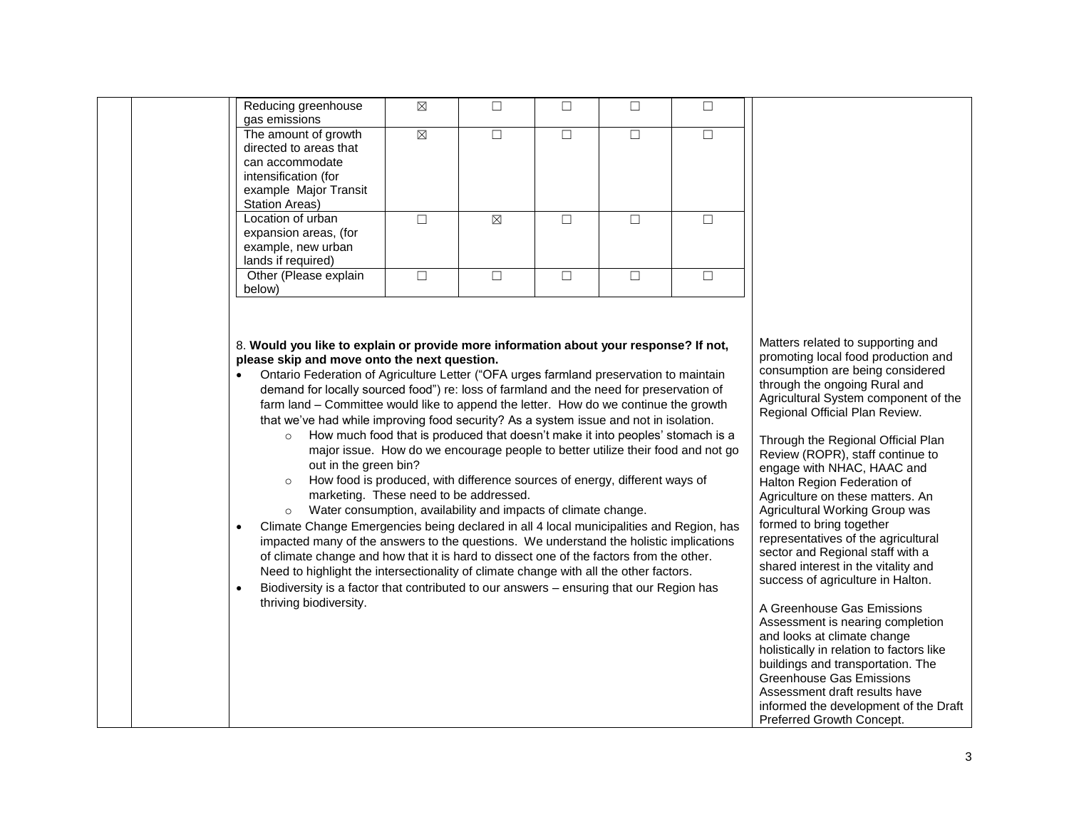| | | | | | |
|---|---|---|---|---|---|
| Reducing greenhouse gas emissions | ☒ | ☐ | ☐ | ☐ | ☐ |
| The amount of growth directed to areas that can accommodate intensification (for example Major Transit Station Areas) | ☒ | ☐ | ☐ | ☐ | ☐ |
| Location of urban expansion areas, (for example, new urban lands if required) | ☐ | ☒ | ☐ | ☐ | ☐ |
| Other (Please explain below) | ☐ | ☐ | ☐ | ☐ | ☐ |

8. **Would you like to explain or provide more information about your response? If not, please skip and move onto the next question.**

- Ontario Federation of Agriculture Letter ("OFA urges farmland preservation to maintain demand for locally sourced food") re: loss of farmland and the need for preservation of farm land – Committee would like to append the letter. How do we continue the growth that we've had while improving food security? As a system issue and not in isolation.
    - How much food that is produced that doesn't make it into peoples' stomach is a major issue. How do we encourage people to better utilize their food and not go out in the green bin?
    - How food is produced, with difference sources of energy, different ways of marketing. These need to be addressed.
    - Water consumption, availability and impacts of climate change.
- Climate Change Emergencies being declared in all 4 local municipalities and Region, has impacted many of the answers to the questions. We understand the holistic implications of climate change and how that it is hard to dissect one of the factors from the other. Need to highlight the intersectionality of climate change with all the other factors.
- Biodiversity is a factor that contributed to our answers – ensuring that our Region has thriving biodiversity.

Matters related to supporting and promoting local food production and consumption are being considered through the ongoing Rural and Agricultural System component of the Regional Official Plan Review.

Through the Regional Official Plan Review (ROPR), staff continue to engage with NHAC, HAAC and Halton Region Federation of Agriculture on these matters. An Agricultural Working Group was formed to bring together representatives of the agricultural sector and Regional staff with a shared interest in the vitality and success of agriculture in Halton.

A Greenhouse Gas Emissions Assessment is nearing completion and looks at climate change holistically in relation to factors like buildings and transportation. The Greenhouse Gas Emissions Assessment draft results have informed the development of the Draft Preferred Growth Concept.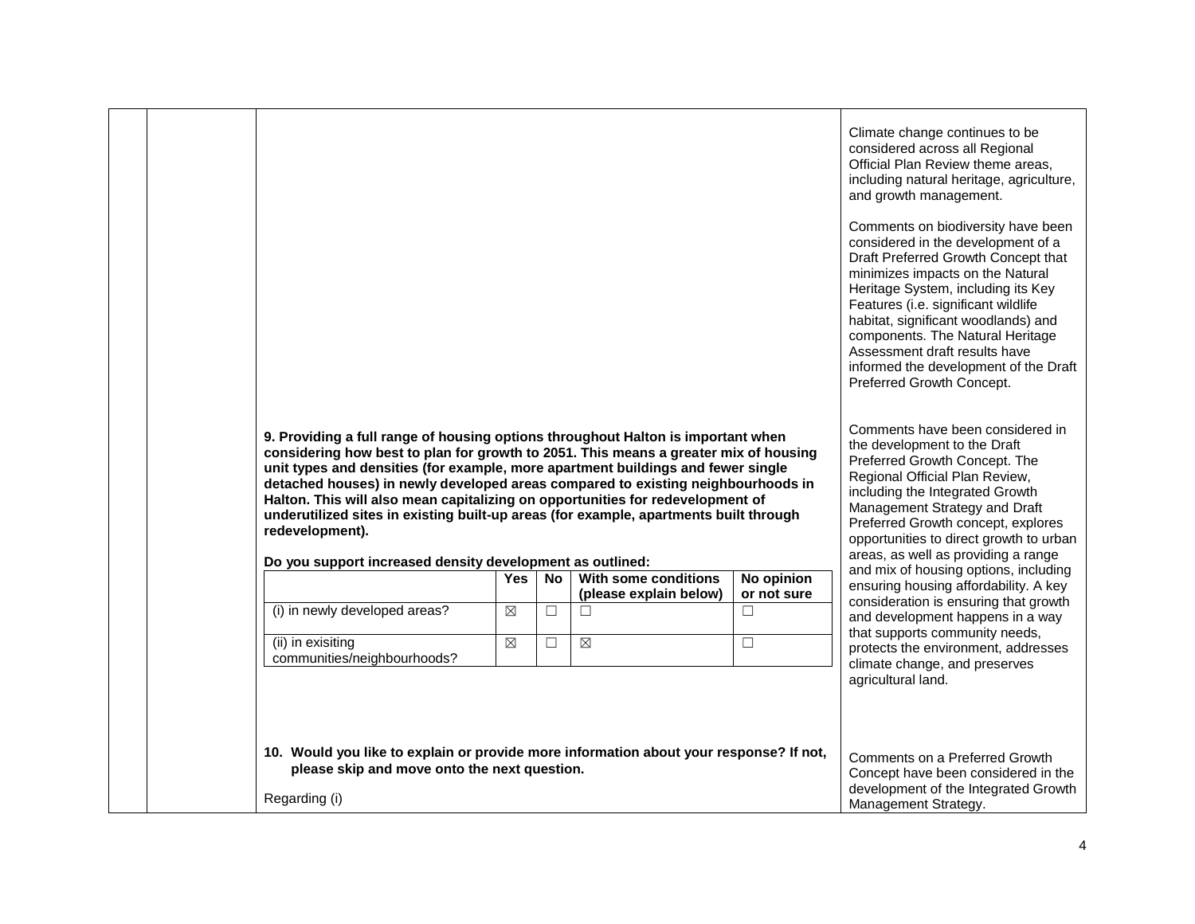| | | | |
|---|---|---|---|
| | | | Climate change continues to be considered across all Regional Official Plan Review theme areas, including natural heritage, agriculture, and growth management.<br><br>Comments on biodiversity have been considered in the development of a Draft Preferred Growth Concept that minimizes impacts on the Natural Heritage System, including its Key Features (i.e. significant wildlife habitat, significant woodlands) and components. The Natural Heritage Assessment draft results have informed the development of the Draft Preferred Growth Concept. |
| | | **9. Providing a full range of housing options throughout Halton is important when considering how best to plan for growth to 2051. This means a greater mix of housing unit types and densities (for example, more apartment buildings and fewer single detached houses) in newly developed areas compared to existing neighbourhoods in Halton. This will also mean capitalizing on opportunities for redevelopment of underutilized sites in existing built-up areas (for example, apartments built through redevelopment).**<br><br>**Do you support increased density development as outlined:**<br><br>(i) in newly developed areas? — Yes: ☒; No: ☐; With some conditions (please explain below): ☐; No opinion or not sure: ☐<br><br>(ii) in exisiting communities/neighbourhoods? — Yes: ☒; No: ☐; With some conditions (please explain below): ☒; No opinion or not sure: ☐ | Comments have been considered in the development to the Draft Preferred Growth Concept. The Regional Official Plan Review, including the Integrated Growth Management Strategy and Draft Preferred Growth concept, explores opportunities to direct growth to urban areas, as well as providing a range and mix of housing options, including ensuring housing affordability. A key consideration is ensuring that growth and development happens in a way that supports community needs, protects the environment, addresses climate change, and preserves agricultural land. |
| | | **10. Would you like to explain or provide more information about your response? If not, please skip and move onto the next question.**<br><br>Regarding (i) | Comments on a Preferred Growth Concept have been considered in the development of the Integrated Growth Management Strategy. |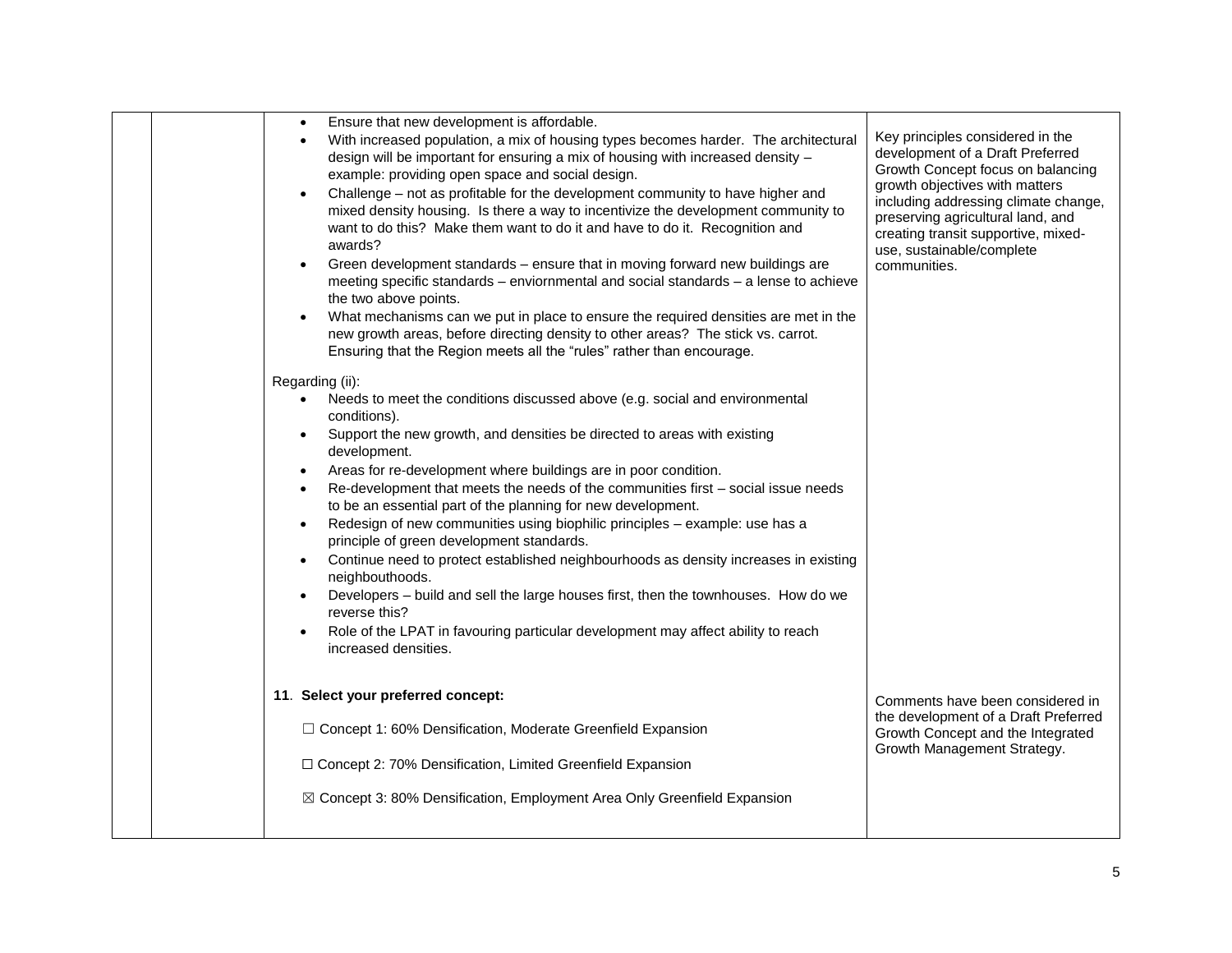|  |  |  |  |
|---|---|---|---|
|  |  | • Ensure that new development is affordable.<br>• With increased population, a mix of housing types becomes harder. The architectural design will be important for ensuring a mix of housing with increased density – example: providing open space and social design.<br>• Challenge – not as profitable for the development community to have higher and mixed density housing. Is there a way to incentivize the development community to want to do this? Make them want to do it and have to do it. Recognition and awards?<br>• Green development standards – ensure that in moving forward new buildings are meeting specific standards – enviornmental and social standards – a lense to achieve the two above points.<br>• What mechanisms can we put in place to ensure the required densities are met in the new growth areas, before directing density to other areas? The stick vs. carrot. Ensuring that the Region meets all the "rules" rather than encourage.<br><br>Regarding (ii):<br>• Needs to meet the conditions discussed above (e.g. social and environmental conditions).<br>• Support the new growth, and densities be directed to areas with existing development.<br>• Areas for re-development where buildings are in poor condition.<br>• Re-development that meets the needs of the communities first – social issue needs to be an essential part of the planning for new development.<br>• Redesign of new communities using biophilic principles – example: use has a principle of green development standards.<br>• Continue need to protect established neighbourhoods as density increases in existing neighbouthoods.<br>• Developers – build and sell the large houses first, then the townhouses. How do we reverse this?<br>• Role of the LPAT in favouring particular development may affect ability to reach increased densities. | Key principles considered in the development of a Draft Preferred Growth Concept focus on balancing growth objectives with matters including addressing climate change, preserving agricultural land, and creating transit supportive, mixed-use, sustainable/complete communities. |
|  |  | **11. Select your preferred concept:**<br><br>☐ Concept 1: 60% Densification, Moderate Greenfield Expansion<br><br>☐ Concept 2: 70% Densification, Limited Greenfield Expansion<br><br>☒ Concept 3: 80% Densification, Employment Area Only Greenfield Expansion | Comments have been considered in the development of a Draft Preferred Growth Concept and the Integrated Growth Management Strategy. |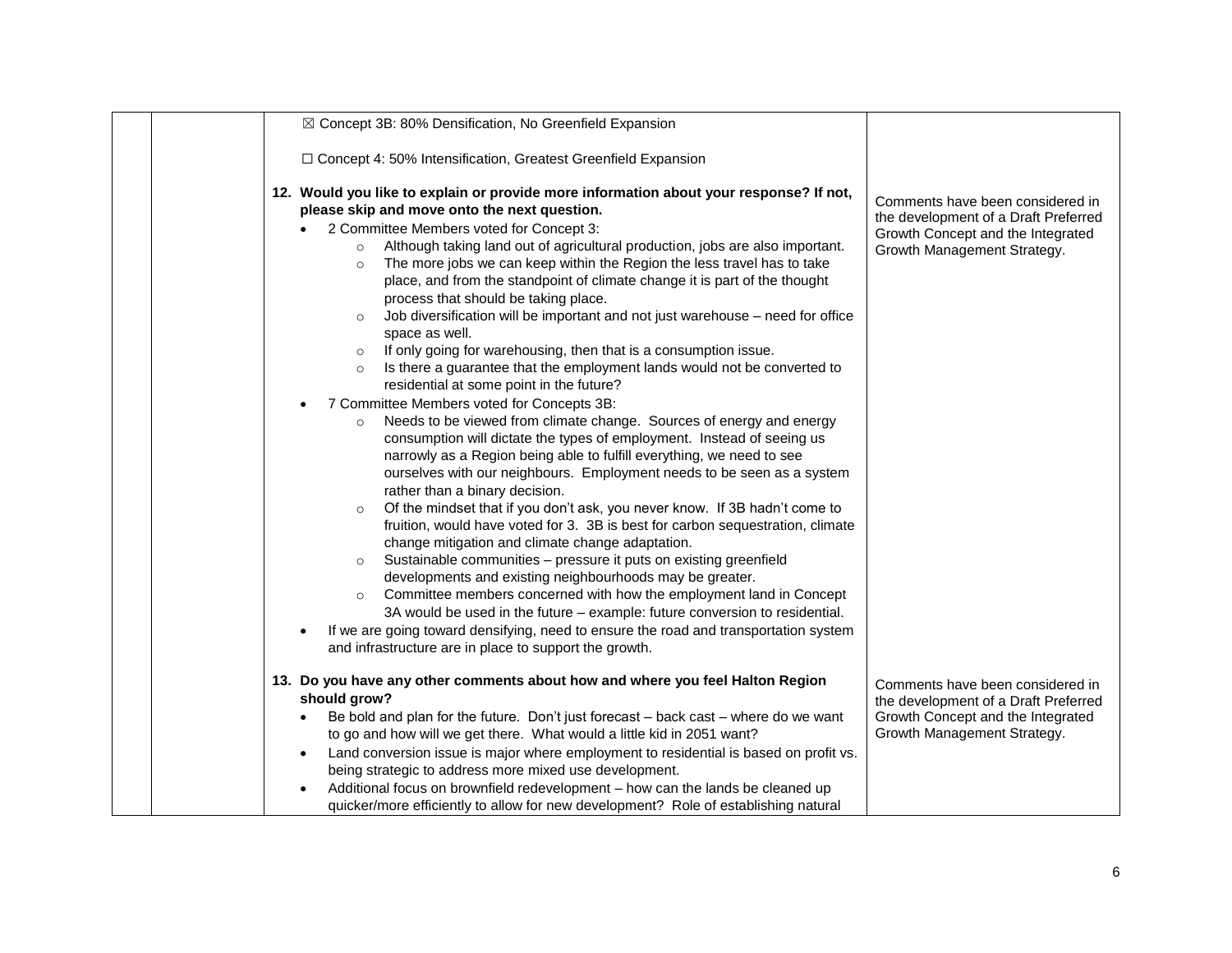| | | | |
|---|---|---|---|
| | | ☒ Concept 3B: 80% Densification, No Greenfield Expansion<br><br>☐ Concept 4: 50% Intensification, Greatest Greenfield Expansion<br><br>**12. Would you like to explain or provide more information about your response? If not, please skip and move onto the next question.**<br>• 2 Committee Members voted for Concept 3:<br>&nbsp;&nbsp;○ Although taking land out of agricultural production, jobs are also important.<br>&nbsp;&nbsp;○ The more jobs we can keep within the Region the less travel has to take place, and from the standpoint of climate change it is part of the thought process that should be taking place.<br>&nbsp;&nbsp;○ Job diversification will be important and not just warehouse – need for office space as well.<br>&nbsp;&nbsp;○ If only going for warehousing, then that is a consumption issue.<br>&nbsp;&nbsp;○ Is there a guarantee that the employment lands would not be converted to residential at some point in the future?<br>• 7 Committee Members voted for Concepts 3B:<br>&nbsp;&nbsp;○ Needs to be viewed from climate change. Sources of energy and energy consumption will dictate the types of employment. Instead of seeing us narrowly as a Region being able to fulfill everything, we need to see ourselves with our neighbours. Employment needs to be seen as a system rather than a binary decision.<br>&nbsp;&nbsp;○ Of the mindset that if you don't ask, you never know. If 3B hadn't come to fruition, would have voted for 3. 3B is best for carbon sequestration, climate change mitigation and climate change adaptation.<br>&nbsp;&nbsp;○ Sustainable communities – pressure it puts on existing greenfield developments and existing neighbourhoods may be greater.<br>&nbsp;&nbsp;○ Committee members concerned with how the employment land in Concept 3A would be used in the future – example: future conversion to residential.<br>• If we are going toward densifying, need to ensure the road and transportation system and infrastructure are in place to support the growth. | Comments have been considered in the development of a Draft Preferred Growth Concept and the Integrated Growth Management Strategy. |
| | | **13. Do you have any other comments about how and where you feel Halton Region should grow?**<br>• Be bold and plan for the future. Don't just forecast – back cast – where do we want to go and how will we get there. What would a little kid in 2051 want?<br>• Land conversion issue is major where employment to residential is based on profit vs. being strategic to address more mixed use development.<br>• Additional focus on brownfield redevelopment – how can the lands be cleaned up quicker/more efficiently to allow for new development? Role of establishing natural | Comments have been considered in the development of a Draft Preferred Growth Concept and the Integrated Growth Management Strategy. |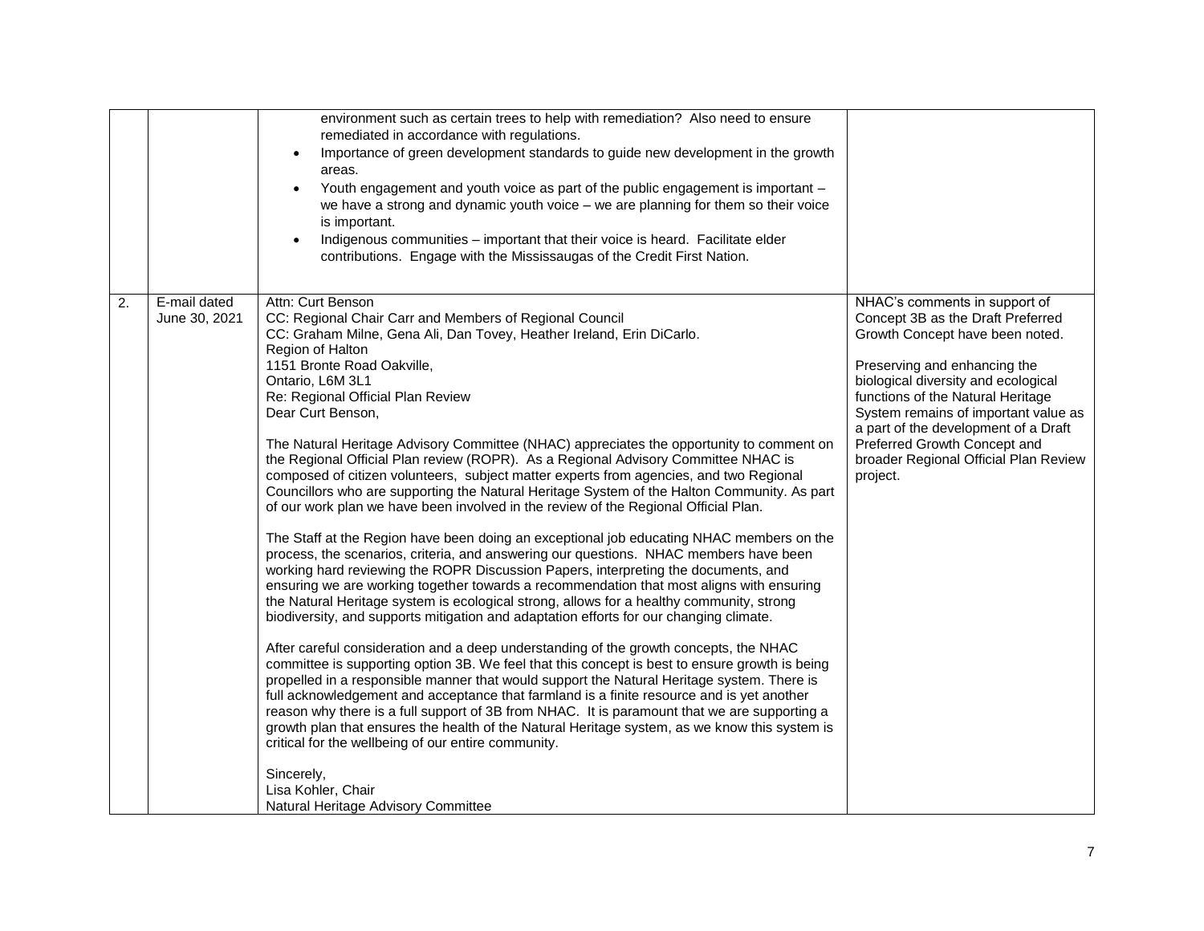| | | | |
|---|---|---|---|
| | | environment such as certain trees to help with remediation? Also need to ensure remediated in accordance with regulations.<br>• Importance of green development standards to guide new development in the growth areas.<br>• Youth engagement and youth voice as part of the public engagement is important – we have a strong and dynamic youth voice – we are planning for them so their voice is important.<br>• Indigenous communities – important that their voice is heard. Facilitate elder contributions. Engage with the Mississaugas of the Credit First Nation. | |
| 2. | E-mail dated June 30, 2021 | Attn: Curt Benson<br>CC: Regional Chair Carr and Members of Regional Council<br>CC: Graham Milne, Gena Ali, Dan Tovey, Heather Ireland, Erin DiCarlo.<br>Region of Halton<br>1151 Bronte Road Oakville,<br>Ontario, L6M 3L1<br>Re: Regional Official Plan Review<br>Dear Curt Benson,<br><br>The Natural Heritage Advisory Committee (NHAC) appreciates the opportunity to comment on the Regional Official Plan review (ROPR). As a Regional Advisory Committee NHAC is composed of citizen volunteers, subject matter experts from agencies, and two Regional Councillors who are supporting the Natural Heritage System of the Halton Community. As part of our work plan we have been involved in the review of the Regional Official Plan.<br><br>The Staff at the Region have been doing an exceptional job educating NHAC members on the process, the scenarios, criteria, and answering our questions. NHAC members have been working hard reviewing the ROPR Discussion Papers, interpreting the documents, and ensuring we are working together towards a recommendation that most aligns with ensuring the Natural Heritage system is ecological strong, allows for a healthy community, strong biodiversity, and supports mitigation and adaptation efforts for our changing climate.<br><br>After careful consideration and a deep understanding of the growth concepts, the NHAC committee is supporting option 3B. We feel that this concept is best to ensure growth is being propelled in a responsible manner that would support the Natural Heritage system. There is full acknowledgement and acceptance that farmland is a finite resource and is yet another reason why there is a full support of 3B from NHAC. It is paramount that we are supporting a growth plan that ensures the health of the Natural Heritage system, as we know this system is critical for the wellbeing of our entire community.<br><br>Sincerely,<br>Lisa Kohler, Chair<br>Natural Heritage Advisory Committee | NHAC's comments in support of Concept 3B as the Draft Preferred Growth Concept have been noted.<br><br>Preserving and enhancing the biological diversity and ecological functions of the Natural Heritage System remains of important value as a part of the development of a Draft Preferred Growth Concept and broader Regional Official Plan Review project. |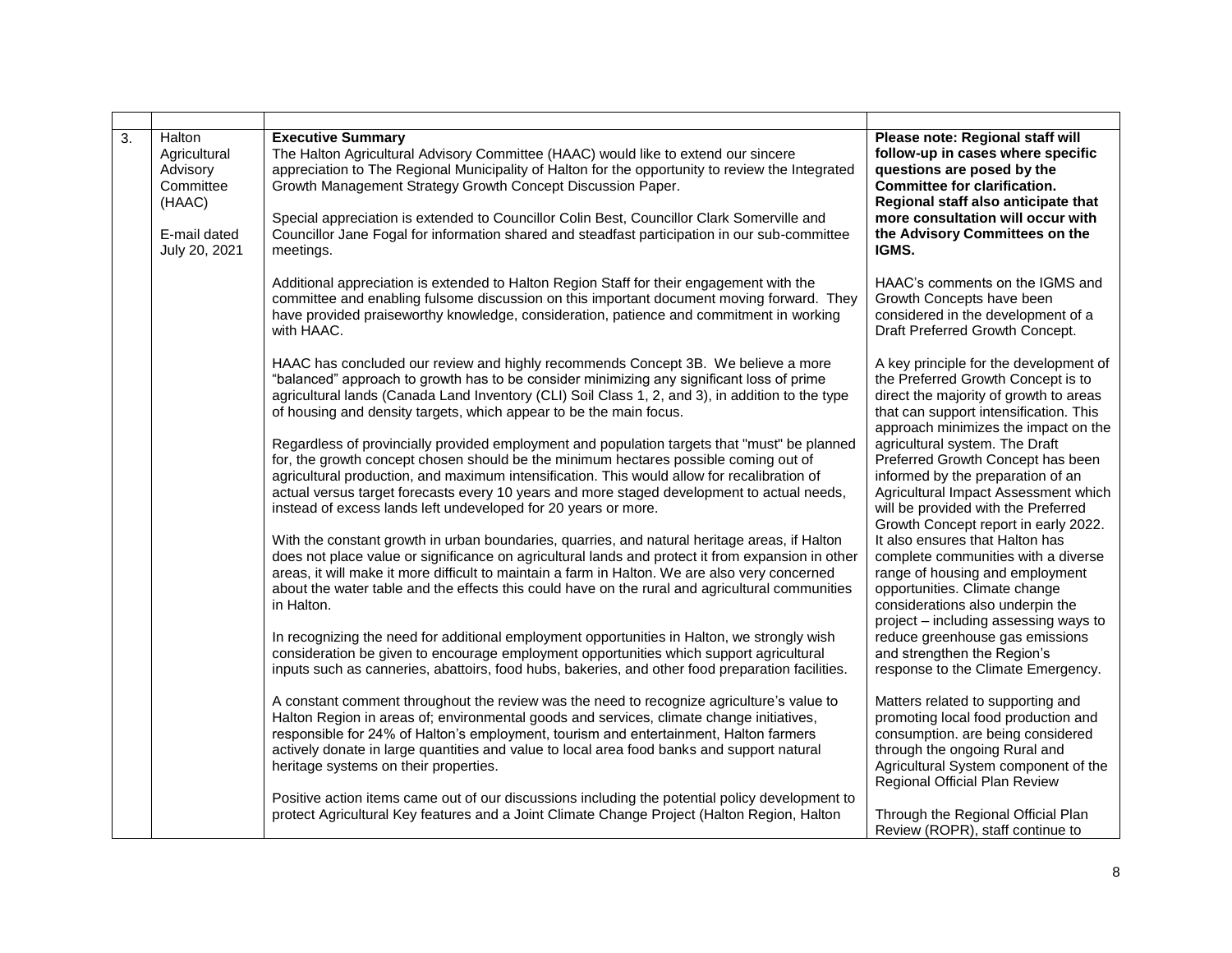| | | | |
|---|---|---|---|
| 3. | Halton Agricultural Advisory Committee (HAAC)<br><br>E-mail dated July 20, 2021 | **Executive Summary**<br>The Halton Agricultural Advisory Committee (HAAC) would like to extend our sincere appreciation to The Regional Municipality of Halton for the opportunity to review the Integrated Growth Management Strategy Growth Concept Discussion Paper.<br><br>Special appreciation is extended to Councillor Colin Best, Councillor Clark Somerville and Councillor Jane Fogal for information shared and steadfast participation in our sub-committee meetings.<br><br>Additional appreciation is extended to Halton Region Staff for their engagement with the committee and enabling fulsome discussion on this important document moving forward. They have provided praiseworthy knowledge, consideration, patience and commitment in working with HAAC.<br><br>HAAC has concluded our review and highly recommends Concept 3B. We believe a more "balanced" approach to growth has to be consider minimizing any significant loss of prime agricultural lands (Canada Land Inventory (CLI) Soil Class 1, 2, and 3), in addition to the type of housing and density targets, which appear to be the main focus.<br><br>Regardless of provincially provided employment and population targets that "must" be planned for, the growth concept chosen should be the minimum hectares possible coming out of agricultural production, and maximum intensification. This would allow for recalibration of actual versus target forecasts every 10 years and more staged development to actual needs, instead of excess lands left undeveloped for 20 years or more.<br><br>With the constant growth in urban boundaries, quarries, and natural heritage areas, if Halton does not place value or significance on agricultural lands and protect it from expansion in other areas, it will make it more difficult to maintain a farm in Halton. We are also very concerned about the water table and the effects this could have on the rural and agricultural communities in Halton.<br><br>In recognizing the need for additional employment opportunities in Halton, we strongly wish consideration be given to encourage employment opportunities which support agricultural inputs such as canneries, abattoirs, food hubs, bakeries, and other food preparation facilities.<br><br>A constant comment throughout the review was the need to recognize agriculture's value to Halton Region in areas of; environmental goods and services, climate change initiatives, responsible for 24% of Halton's employment, tourism and entertainment, Halton farmers actively donate in large quantities and value to local area food banks and support natural heritage systems on their properties.<br><br>Positive action items came out of our discussions including the potential policy development to protect Agricultural Key features and a Joint Climate Change Project (Halton Region, Halton | **Please note: Regional staff will follow-up in cases where specific questions are posed by the Committee for clarification. Regional staff also anticipate that more consultation will occur with the Advisory Committees on the IGMS.**<br><br>HAAC's comments on the IGMS and Growth Concepts have been considered in the development of a Draft Preferred Growth Concept.<br><br>A key principle for the development of the Preferred Growth Concept is to direct the majority of growth to areas that can support intensification. This approach minimizes the impact on the agricultural system. The Draft Preferred Growth Concept has been informed by the preparation of an Agricultural Impact Assessment which will be provided with the Preferred Growth Concept report in early 2022. It also ensures that Halton has complete communities with a diverse range of housing and employment opportunities. Climate change considerations also underpin the project – including assessing ways to reduce greenhouse gas emissions and strengthen the Region's response to the Climate Emergency.<br><br>Matters related to supporting and promoting local food production and consumption. are being considered through the ongoing Rural and Agricultural System component of the Regional Official Plan Review<br><br>Through the Regional Official Plan Review (ROPR), staff continue to |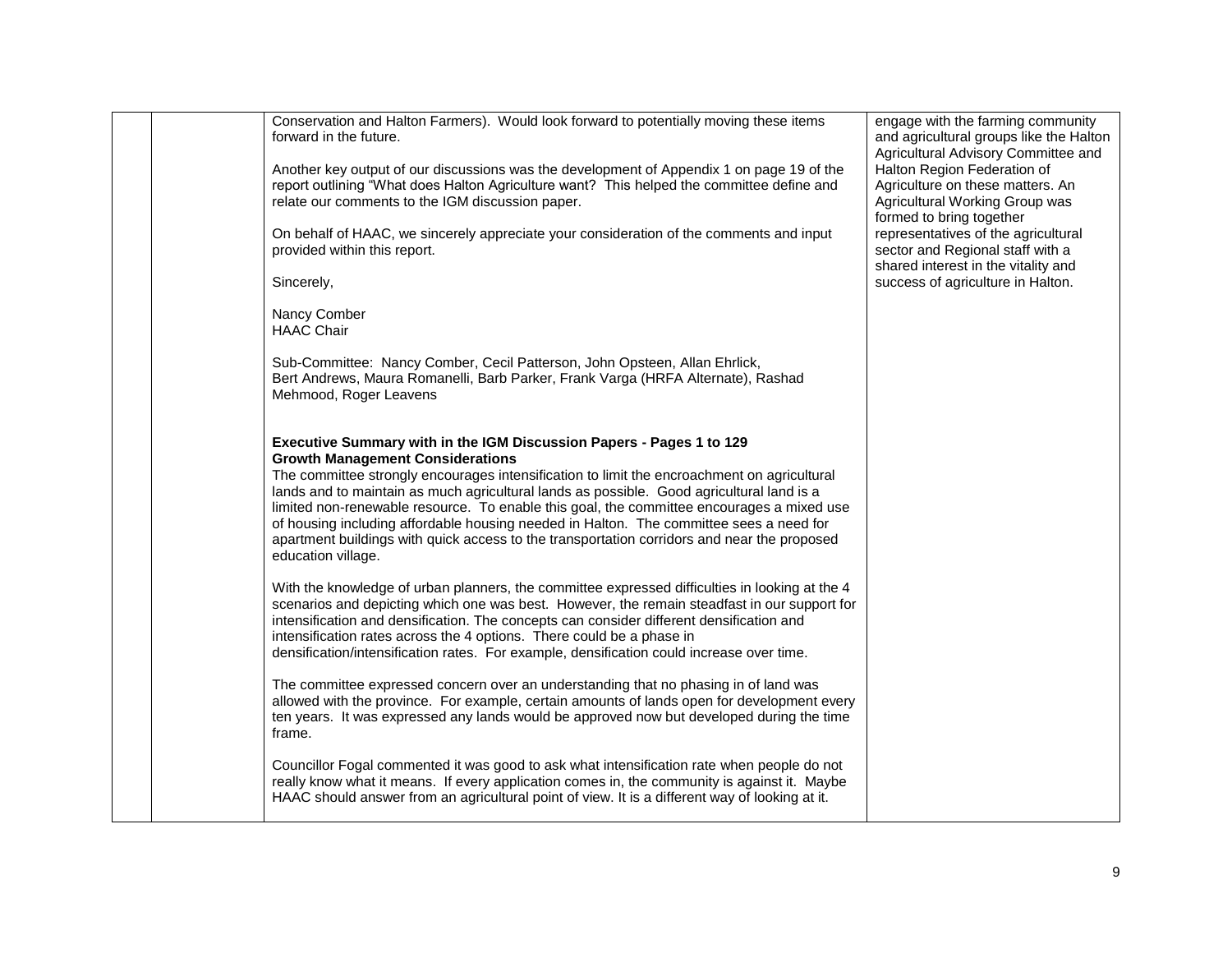| | | | |
|---|---|---|---|
| | | Conservation and Halton Farmers). Would look forward to potentially moving these items forward in the future.<br><br>Another key output of our discussions was the development of Appendix 1 on page 19 of the report outlining "What does Halton Agriculture want? This helped the committee define and relate our comments to the IGM discussion paper.<br><br>On behalf of HAAC, we sincerely appreciate your consideration of the comments and input provided within this report.<br><br>Sincerely,<br><br>Nancy Comber<br>HAAC Chair<br><br>Sub-Committee: Nancy Comber, Cecil Patterson, John Opsteen, Allan Ehrlick, Bert Andrews, Maura Romanelli, Barb Parker, Frank Varga (HRFA Alternate), Rashad Mehmood, Roger Leavens<br><br>**Executive Summary with in the IGM Discussion Papers - Pages 1 to 129**<br>**Growth Management Considerations**<br>The committee strongly encourages intensification to limit the encroachment on agricultural lands and to maintain as much agricultural lands as possible. Good agricultural land is a limited non-renewable resource. To enable this goal, the committee encourages a mixed use of housing including affordable housing needed in Halton. The committee sees a need for apartment buildings with quick access to the transportation corridors and near the proposed education village.<br><br>With the knowledge of urban planners, the committee expressed difficulties in looking at the 4 scenarios and depicting which one was best. However, the remain steadfast in our support for intensification and densification. The concepts can consider different densification and intensification rates across the 4 options. There could be a phase in densification/intensification rates. For example, densification could increase over time.<br><br>The committee expressed concern over an understanding that no phasing in of land was allowed with the province. For example, certain amounts of lands open for development every ten years. It was expressed any lands would be approved now but developed during the time frame.<br><br>Councillor Fogal commented it was good to ask what intensification rate when people do not really know what it means. If every application comes in, the community is against it. Maybe HAAC should answer from an agricultural point of view. It is a different way of looking at it. | engage with the farming community and agricultural groups like the Halton Agricultural Advisory Committee and Halton Region Federation of Agriculture on these matters. An Agricultural Working Group was formed to bring together representatives of the agricultural sector and Regional staff with a shared interest in the vitality and success of agriculture in Halton. |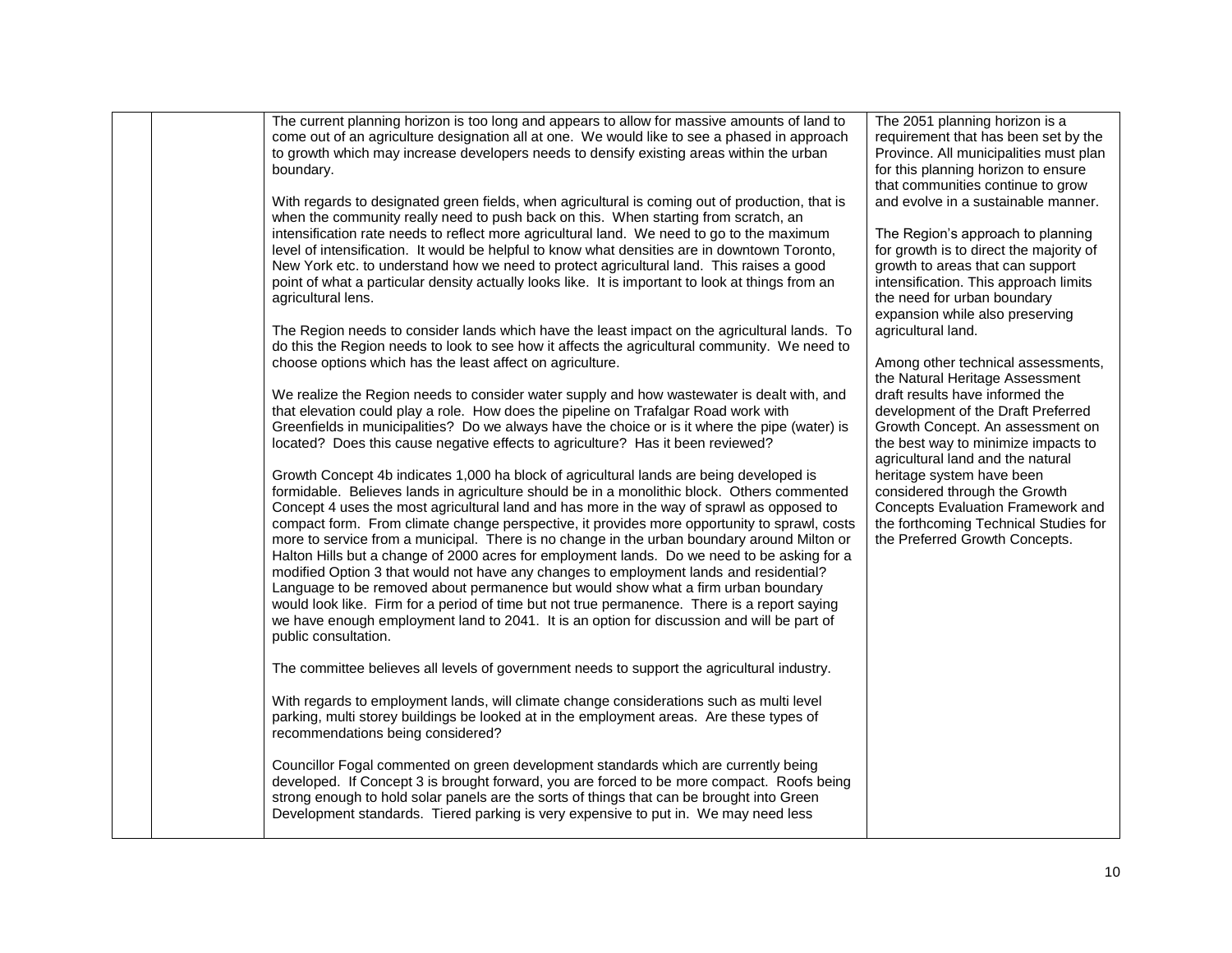| | | | |
|---|---|---|---|
| | | The current planning horizon is too long and appears to allow for massive amounts of land to come out of an agriculture designation all at one. We would like to see a phased in approach to growth which may increase developers needs to densify existing areas within the urban boundary.<br><br>With regards to designated green fields, when agricultural is coming out of production, that is when the community really need to push back on this. When starting from scratch, an intensification rate needs to reflect more agricultural land. We need to go to the maximum level of intensification. It would be helpful to know what densities are in downtown Toronto, New York etc. to understand how we need to protect agricultural land. This raises a good point of what a particular density actually looks like. It is important to look at things from an agricultural lens.<br><br>The Region needs to consider lands which have the least impact on the agricultural lands. To do this the Region needs to look to see how it affects the agricultural community. We need to choose options which has the least affect on agriculture.<br><br>We realize the Region needs to consider water supply and how wastewater is dealt with, and that elevation could play a role. How does the pipeline on Trafalgar Road work with Greenfields in municipalities? Do we always have the choice or is it where the pipe (water) is located? Does this cause negative effects to agriculture? Has it been reviewed?<br><br>Growth Concept 4b indicates 1,000 ha block of agricultural lands are being developed is formidable. Believes lands in agriculture should be in a monolithic block. Others commented Concept 4 uses the most agricultural land and has more in the way of sprawl as opposed to compact form. From climate change perspective, it provides more opportunity to sprawl, costs more to service from a municipal. There is no change in the urban boundary around Milton or Halton Hills but a change of 2000 acres for employment lands. Do we need to be asking for a modified Option 3 that would not have any changes to employment lands and residential? Language to be removed about permanence but would show what a firm urban boundary would look like. Firm for a period of time but not true permanence. There is a report saying we have enough employment land to 2041. It is an option for discussion and will be part of public consultation.<br><br>The committee believes all levels of government needs to support the agricultural industry.<br><br>With regards to employment lands, will climate change considerations such as multi level parking, multi storey buildings be looked at in the employment areas. Are these types of recommendations being considered?<br><br>Councillor Fogal commented on green development standards which are currently being developed. If Concept 3 is brought forward, you are forced to be more compact. Roofs being strong enough to hold solar panels are the sorts of things that can be brought into Green Development standards. Tiered parking is very expensive to put in. We may need less | The 2051 planning horizon is a requirement that has been set by the Province. All municipalities must plan for this planning horizon to ensure that communities continue to grow and evolve in a sustainable manner.<br><br>The Region's approach to planning for growth is to direct the majority of growth to areas that can support intensification. This approach limits the need for urban boundary expansion while also preserving agricultural land.<br><br>Among other technical assessments, the Natural Heritage Assessment draft results have informed the development of the Draft Preferred Growth Concept. An assessment on the best way to minimize impacts to agricultural land and the natural heritage system have been considered through the Growth Concepts Evaluation Framework and the forthcoming Technical Studies for the Preferred Growth Concepts. |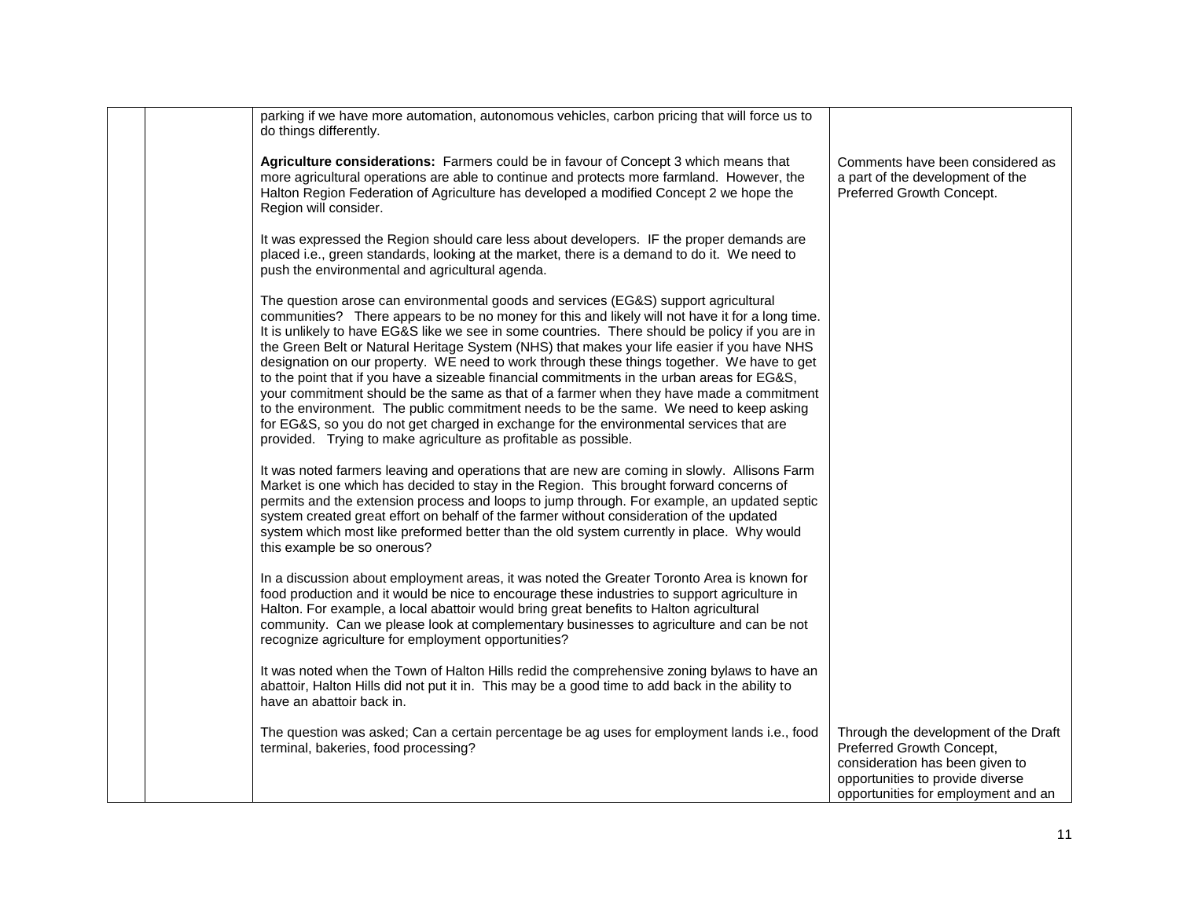| | | | |
|---|---|---|---|
| | | parking if we have more automation, autonomous vehicles, carbon pricing that will force us to do things differently.<br><br>**Agriculture considerations:** Farmers could be in favour of Concept 3 which means that more agricultural operations are able to continue and protects more farmland. However, the Halton Region Federation of Agriculture has developed a modified Concept 2 we hope the Region will consider.<br><br>It was expressed the Region should care less about developers. IF the proper demands are placed i.e., green standards, looking at the market, there is a demand to do it. We need to push the environmental and agricultural agenda.<br><br>The question arose can environmental goods and services (EG&S) support agricultural communities? There appears to be no money for this and likely will not have it for a long time. It is unlikely to have EG&S like we see in some countries. There should be policy if you are in the Green Belt or Natural Heritage System (NHS) that makes your life easier if you have NHS designation on our property. WE need to work through these things together. We have to get to the point that if you have a sizeable financial commitments in the urban areas for EG&S, your commitment should be the same as that of a farmer when they have made a commitment to the environment. The public commitment needs to be the same. We need to keep asking for EG&S, so you do not get charged in exchange for the environmental services that are provided. Trying to make agriculture as profitable as possible.<br><br>It was noted farmers leaving and operations that are new are coming in slowly. Allisons Farm Market is one which has decided to stay in the Region. This brought forward concerns of permits and the extension process and loops to jump through. For example, an updated septic system created great effort on behalf of the farmer without consideration of the updated system which most like preformed better than the old system currently in place. Why would this example be so onerous?<br><br>In a discussion about employment areas, it was noted the Greater Toronto Area is known for food production and it would be nice to encourage these industries to support agriculture in Halton. For example, a local abattoir would bring great benefits to Halton agricultural community. Can we please look at complementary businesses to agriculture and can be not recognize agriculture for employment opportunities?<br><br>It was noted when the Town of Halton Hills redid the comprehensive zoning bylaws to have an abattoir, Halton Hills did not put it in. This may be a good time to add back in the ability to have an abattoir back in. | <br><br>Comments have been considered as a part of the development of the Preferred Growth Concept. |
| | | The question was asked; Can a certain percentage be ag uses for employment lands i.e., food terminal, bakeries, food processing? | Through the development of the Draft Preferred Growth Concept, consideration has been given to opportunities to provide diverse opportunities for employment and an |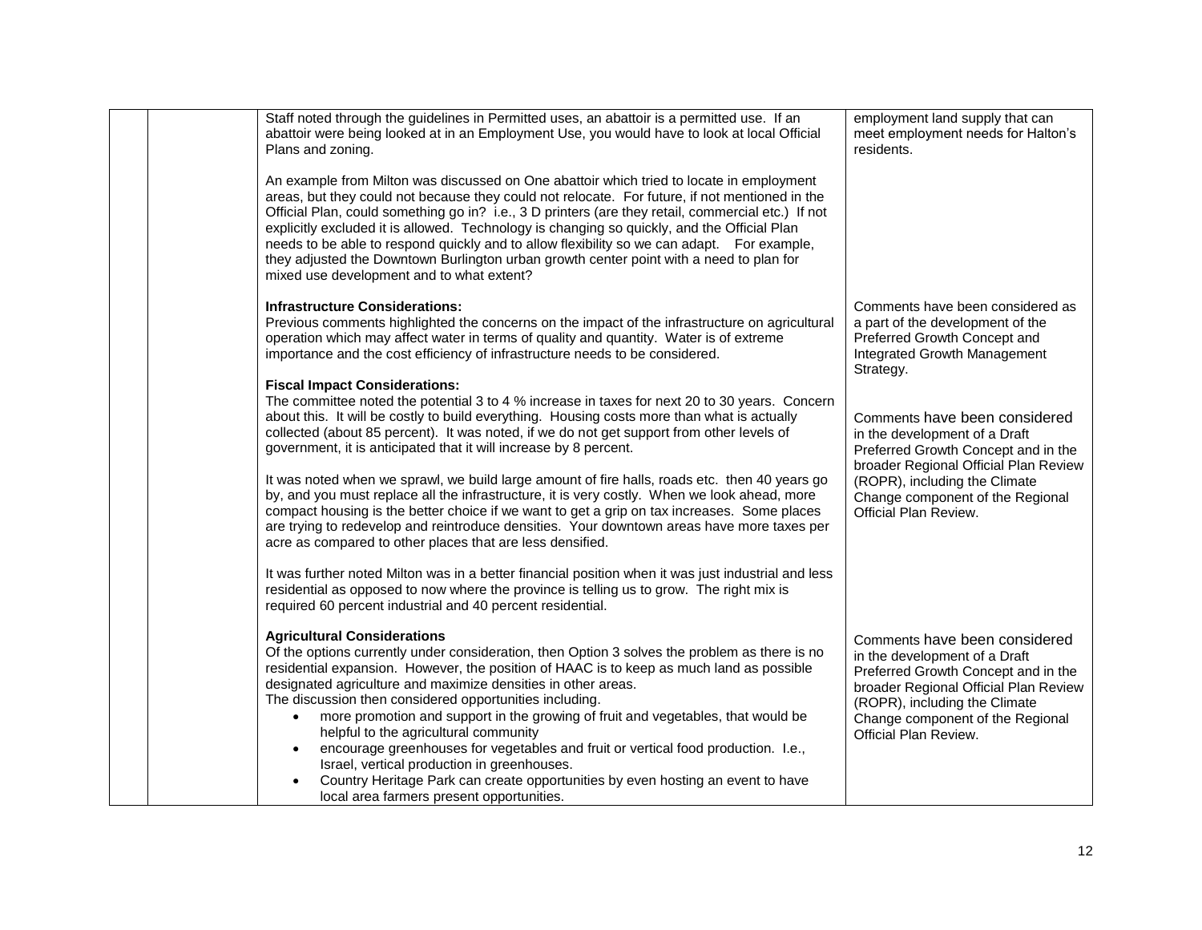| | | | |
|---|---|---|---|
| | | Staff noted through the guidelines in Permitted uses, an abattoir is a permitted use. If an abattoir were being looked at in an Employment Use, you would have to look at local Official Plans and zoning.<br><br>An example from Milton was discussed on One abattoir which tried to locate in employment areas, but they could not because they could not relocate. For future, if not mentioned in the Official Plan, could something go in? i.e., 3 D printers (are they retail, commercial etc.) If not explicitly excluded it is allowed. Technology is changing so quickly, and the Official Plan needs to be able to respond quickly and to allow flexibility so we can adapt. For example, they adjusted the Downtown Burlington urban growth center point with a need to plan for mixed use development and to what extent? | employment land supply that can meet employment needs for Halton's residents. |
| | | **Infrastructure Considerations:**<br>Previous comments highlighted the concerns on the impact of the infrastructure on agricultural operation which may affect water in terms of quality and quantity. Water is of extreme importance and the cost efficiency of infrastructure needs to be considered. | Comments have been considered as a part of the development of the Preferred Growth Concept and Integrated Growth Management Strategy. |
| | | **Fiscal Impact Considerations:**<br>The committee noted the potential 3 to 4 % increase in taxes for next 20 to 30 years. Concern about this. It will be costly to build everything. Housing costs more than what is actually collected (about 85 percent). It was noted, if we do not get support from other levels of government, it is anticipated that it will increase by 8 percent.<br><br>It was noted when we sprawl, we build large amount of fire halls, roads etc. then 40 years go by, and you must replace all the infrastructure, it is very costly. When we look ahead, more compact housing is the better choice if we want to get a grip on tax increases. Some places are trying to redevelop and reintroduce densities. Your downtown areas have more taxes per acre as compared to other places that are less densified.<br><br>It was further noted Milton was in a better financial position when it was just industrial and less residential as opposed to now where the province is telling us to grow. The right mix is required 60 percent industrial and 40 percent residential. | Comments have been considered in the development of a Draft Preferred Growth Concept and in the broader Regional Official Plan Review (ROPR), including the Climate Change component of the Regional Official Plan Review. |
| | | **Agricultural Considerations**<br>Of the options currently under consideration, then Option 3 solves the problem as there is no residential expansion. However, the position of HAAC is to keep as much land as possible designated agriculture and maximize densities in other areas.<br>The discussion then considered opportunities including.<br>• more promotion and support in the growing of fruit and vegetables, that would be helpful to the agricultural community<br>• encourage greenhouses for vegetables and fruit or vertical food production. I.e., Israel, vertical production in greenhouses.<br>• Country Heritage Park can create opportunities by even hosting an event to have local area farmers present opportunities. | Comments have been considered in the development of a Draft Preferred Growth Concept and in the broader Regional Official Plan Review (ROPR), including the Climate Change component of the Regional Official Plan Review. |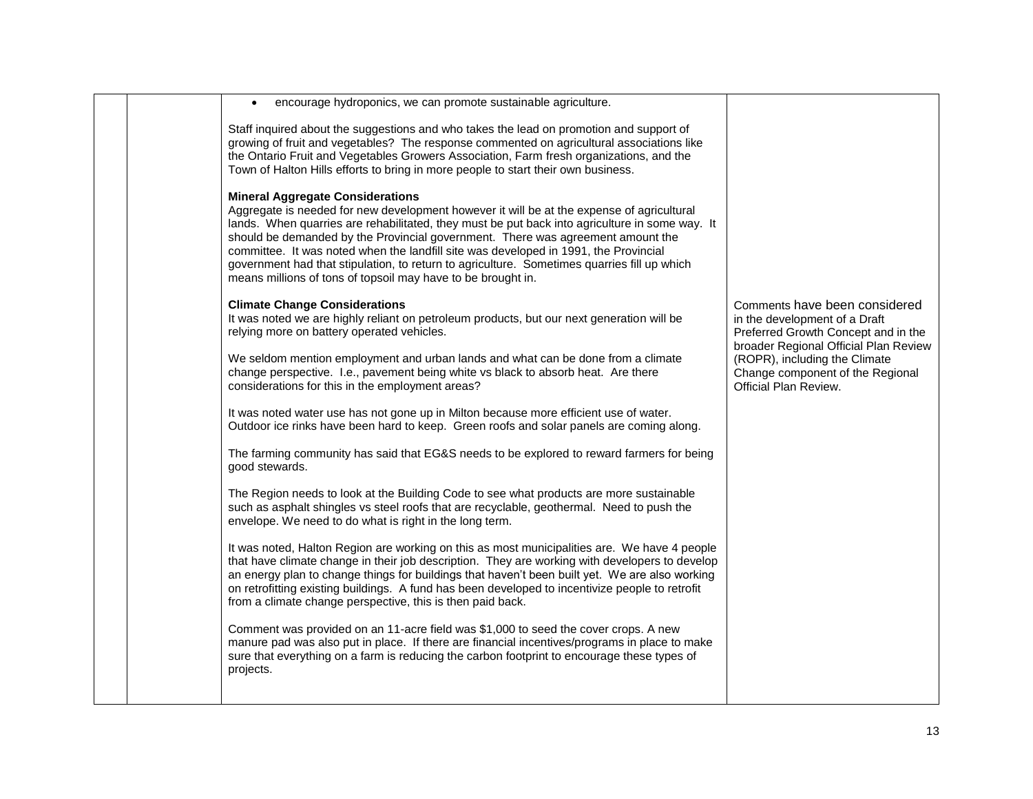| | | | |
|---|---|---|---|
| | | • encourage hydroponics, we can promote sustainable agriculture.<br><br>Staff inquired about the suggestions and who takes the lead on promotion and support of growing of fruit and vegetables? The response commented on agricultural associations like the Ontario Fruit and Vegetables Growers Association, Farm fresh organizations, and the Town of Halton Hills efforts to bring in more people to start their own business.<br><br>**Mineral Aggregate Considerations**<br>Aggregate is needed for new development however it will be at the expense of agricultural lands. When quarries are rehabilitated, they must be put back into agriculture in some way. It should be demanded by the Provincial government. There was agreement amount the committee. It was noted when the landfill site was developed in 1991, the Provincial government had that stipulation, to return to agriculture. Sometimes quarries fill up which means millions of tons of topsoil may have to be brought in.<br><br>**Climate Change Considerations**<br>It was noted we are highly reliant on petroleum products, but our next generation will be relying more on battery operated vehicles.<br><br>We seldom mention employment and urban lands and what can be done from a climate change perspective. I.e., pavement being white vs black to absorb heat. Are there considerations for this in the employment areas?<br><br>It was noted water use has not gone up in Milton because more efficient use of water. Outdoor ice rinks have been hard to keep. Green roofs and solar panels are coming along.<br><br>The farming community has said that EG&S needs to be explored to reward farmers for being good stewards.<br><br>The Region needs to look at the Building Code to see what products are more sustainable such as asphalt shingles vs steel roofs that are recyclable, geothermal. Need to push the envelope. We need to do what is right in the long term.<br><br>It was noted, Halton Region are working on this as most municipalities are. We have 4 people that have climate change in their job description. They are working with developers to develop an energy plan to change things for buildings that haven't been built yet. We are also working on retrofitting existing buildings. A fund has been developed to incentivize people to retrofit from a climate change perspective, this is then paid back.<br><br>Comment was provided on an 11-acre field was $1,000 to seed the cover crops. A new manure pad was also put in place. If there are financial incentives/programs in place to make sure that everything on a farm is reducing the carbon footprint to encourage these types of projects. | Comments have been considered in the development of a Draft Preferred Growth Concept and in the broader Regional Official Plan Review (ROPR), including the Climate Change component of the Regional Official Plan Review. |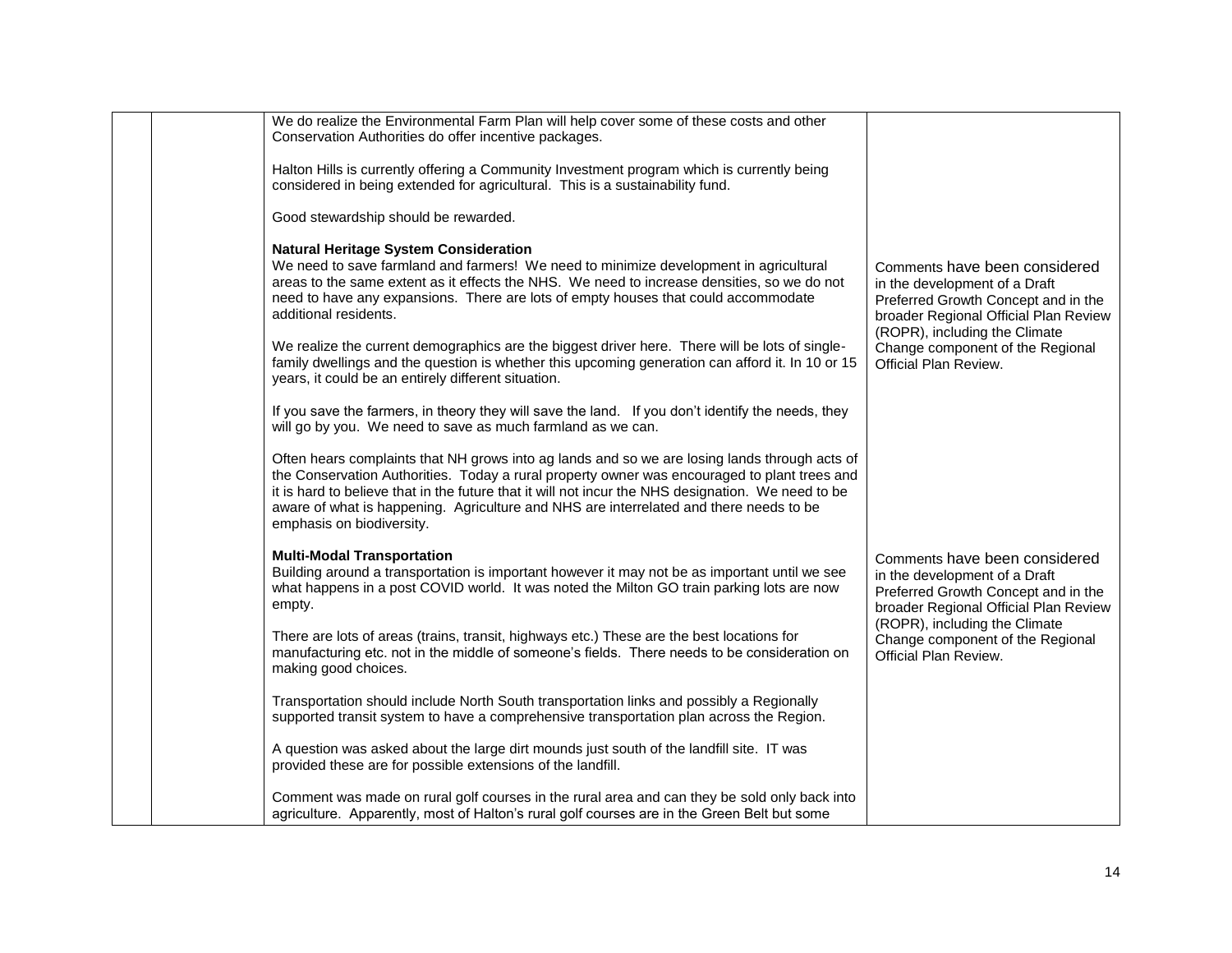| | | | |
|---|---|---|---|
| | | We do realize the Environmental Farm Plan will help cover some of these costs and other Conservation Authorities do offer incentive packages.<br><br>Halton Hills is currently offering a Community Investment program which is currently being considered in being extended for agricultural. This is a sustainability fund.<br><br>Good stewardship should be rewarded.<br><br>**Natural Heritage System Consideration**<br>We need to save farmland and farmers! We need to minimize development in agricultural areas to the same extent as it effects the NHS. We need to increase densities, so we do not need to have any expansions. There are lots of empty houses that could accommodate additional residents.<br><br>We realize the current demographics are the biggest driver here. There will be lots of single-family dwellings and the question is whether this upcoming generation can afford it. In 10 or 15 years, it could be an entirely different situation.<br><br>If you save the farmers, in theory they will save the land. If you don't identify the needs, they will go by you. We need to save as much farmland as we can.<br><br>Often hears complaints that NH grows into ag lands and so we are losing lands through acts of the Conservation Authorities. Today a rural property owner was encouraged to plant trees and it is hard to believe that in the future that it will not incur the NHS designation. We need to be aware of what is happening. Agriculture and NHS are interrelated and there needs to be emphasis on biodiversity. | Comments have been considered in the development of a Draft Preferred Growth Concept and in the broader Regional Official Plan Review (ROPR), including the Climate Change component of the Regional Official Plan Review. |
| | | **Multi-Modal Transportation**<br>Building around a transportation is important however it may not be as important until we see what happens in a post COVID world. It was noted the Milton GO train parking lots are now empty.<br><br>There are lots of areas (trains, transit, highways etc.) These are the best locations for manufacturing etc. not in the middle of someone's fields. There needs to be consideration on making good choices.<br><br>Transportation should include North South transportation links and possibly a Regionally supported transit system to have a comprehensive transportation plan across the Region.<br><br>A question was asked about the large dirt mounds just south of the landfill site. IT was provided these are for possible extensions of the landfill.<br><br>Comment was made on rural golf courses in the rural area and can they be sold only back into agriculture. Apparently, most of Halton's rural golf courses are in the Green Belt but some | Comments have been considered in the development of a Draft Preferred Growth Concept and in the broader Regional Official Plan Review (ROPR), including the Climate Change component of the Regional Official Plan Review. |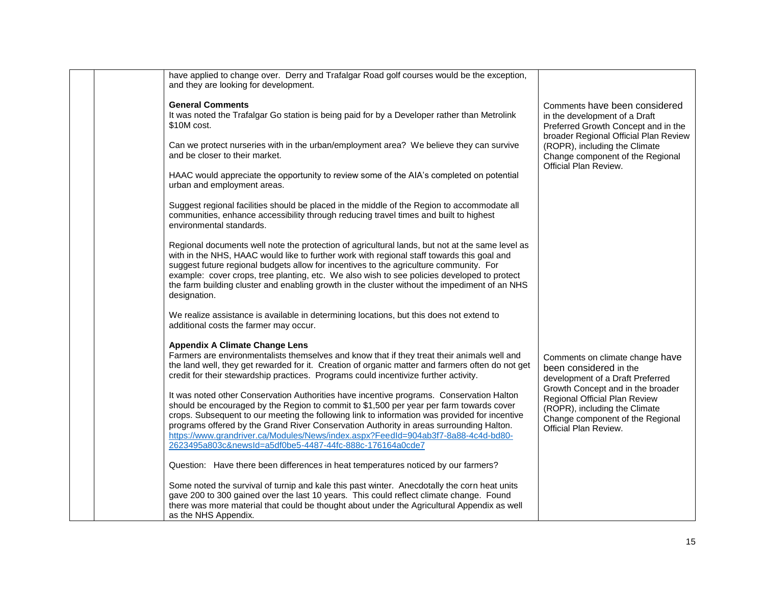| | | | |
|---|---|---|---|
| | | have applied to change over. Derry and Trafalgar Road golf courses would be the exception, and they are looking for development.<br><br>**General Comments**<br>It was noted the Trafalgar Go station is being paid for by a Developer rather than Metrolink $10M cost.<br><br>Can we protect nurseries with in the urban/employment area? We believe they can survive and be closer to their market.<br><br>HAAC would appreciate the opportunity to review some of the AIA's completed on potential urban and employment areas.<br><br>Suggest regional facilities should be placed in the middle of the Region to accommodate all communities, enhance accessibility through reducing travel times and built to highest environmental standards.<br><br>Regional documents well note the protection of agricultural lands, but not at the same level as with in the NHS, HAAC would like to further work with regional staff towards this goal and suggest future regional budgets allow for incentives to the agriculture community. For example: cover crops, tree planting, etc. We also wish to see policies developed to protect the farm building cluster and enabling growth in the cluster without the impediment of an NHS designation.<br><br>We realize assistance is available in determining locations, but this does not extend to additional costs the farmer may occur. | Comments have been considered in the development of a Draft Preferred Growth Concept and in the broader Regional Official Plan Review (ROPR), including the Climate Change component of the Regional Official Plan Review. |
| | | **Appendix A Climate Change Lens**<br>Farmers are environmentalists themselves and know that if they treat their animals well and the land well, they get rewarded for it. Creation of organic matter and farmers often do not get credit for their stewardship practices. Programs could incentivize further activity.<br><br>It was noted other Conservation Authorities have incentive programs. Conservation Halton should be encouraged by the Region to commit to $1,500 per year per farm towards cover crops. Subsequent to our meeting the following link to information was provided for incentive programs offered by the Grand River Conservation Authority in areas surrounding Halton. https://www.grandriver.ca/Modules/News/index.aspx?FeedId=904ab3f7-8a88-4c4d-bd80-2623495a803c&newsId=a5df0be5-4487-44fc-888c-176164a0cde7<br><br>Question: Have there been differences in heat temperatures noticed by our farmers?<br><br>Some noted the survival of turnip and kale this past winter. Anecdotally the corn heat units gave 200 to 300 gained over the last 10 years. This could reflect climate change. Found there was more material that could be thought about under the Agricultural Appendix as well as the NHS Appendix. | Comments on climate change have been considered in the development of a Draft Preferred Growth Concept and in the broader Regional Official Plan Review (ROPR), including the Climate Change component of the Regional Official Plan Review. |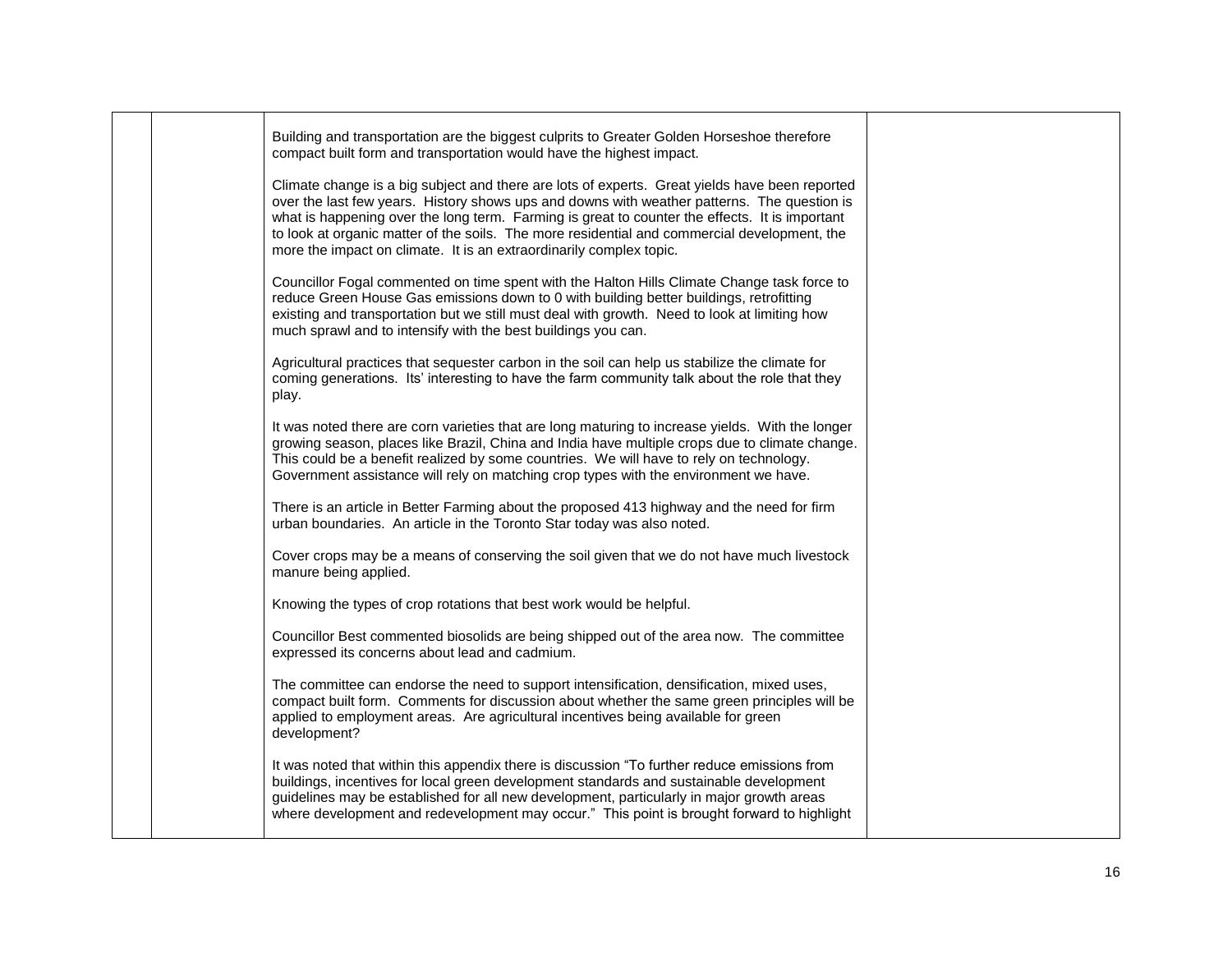| | | | |
|---|---|---|---|
| | | Building and transportation are the biggest culprits to Greater Golden Horseshoe therefore compact built form and transportation would have the highest impact.<br><br>Climate change is a big subject and there are lots of experts. Great yields have been reported over the last few years. History shows ups and downs with weather patterns. The question is what is happening over the long term. Farming is great to counter the effects. It is important to look at organic matter of the soils. The more residential and commercial development, the more the impact on climate. It is an extraordinarily complex topic.<br><br>Councillor Fogal commented on time spent with the Halton Hills Climate Change task force to reduce Green House Gas emissions down to 0 with building better buildings, retrofitting existing and transportation but we still must deal with growth. Need to look at limiting how much sprawl and to intensify with the best buildings you can.<br><br>Agricultural practices that sequester carbon in the soil can help us stabilize the climate for coming generations. Its' interesting to have the farm community talk about the role that they play.<br><br>It was noted there are corn varieties that are long maturing to increase yields. With the longer growing season, places like Brazil, China and India have multiple crops due to climate change. This could be a benefit realized by some countries. We will have to rely on technology. Government assistance will rely on matching crop types with the environment we have.<br><br>There is an article in Better Farming about the proposed 413 highway and the need for firm urban boundaries. An article in the Toronto Star today was also noted.<br><br>Cover crops may be a means of conserving the soil given that we do not have much livestock manure being applied.<br><br>Knowing the types of crop rotations that best work would be helpful.<br><br>Councillor Best commented biosolids are being shipped out of the area now. The committee expressed its concerns about lead and cadmium.<br><br>The committee can endorse the need to support intensification, densification, mixed uses, compact built form. Comments for discussion about whether the same green principles will be applied to employment areas. Are agricultural incentives being available for green development?<br><br>It was noted that within this appendix there is discussion "To further reduce emissions from buildings, incentives for local green development standards and sustainable development guidelines may be established for all new development, particularly in major growth areas where development and redevelopment may occur." This point is brought forward to highlight | |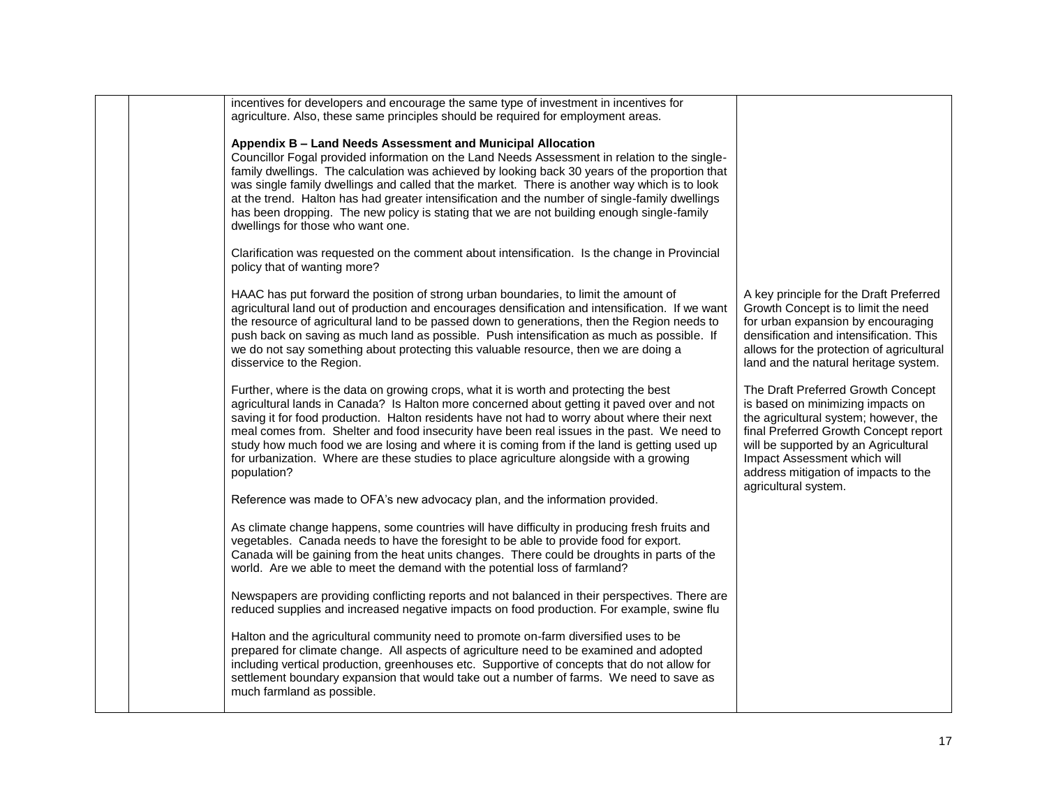| | | | |
|---|---|---|---|
| | | incentives for developers and encourage the same type of investment in incentives for agriculture. Also, these same principles should be required for employment areas.<br><br>**Appendix B – Land Needs Assessment and Municipal Allocation**<br>Councillor Fogal provided information on the Land Needs Assessment in relation to the single-family dwellings. The calculation was achieved by looking back 30 years of the proportion that was single family dwellings and called that the market. There is another way which is to look at the trend. Halton has had greater intensification and the number of single-family dwellings has been dropping. The new policy is stating that we are not building enough single-family dwellings for those who want one.<br><br>Clarification was requested on the comment about intensification. Is the change in Provincial policy that of wanting more?<br><br>HAAC has put forward the position of strong urban boundaries, to limit the amount of agricultural land out of production and encourages densification and intensification. If we want the resource of agricultural land to be passed down to generations, then the Region needs to push back on saving as much land as possible. Push intensification as much as possible. If we do not say something about protecting this valuable resource, then we are doing a disservice to the Region.<br><br>Further, where is the data on growing crops, what it is worth and protecting the best agricultural lands in Canada? Is Halton more concerned about getting it paved over and not saving it for food production. Halton residents have not had to worry about where their next meal comes from. Shelter and food insecurity have been real issues in the past. We need to study how much food we are losing and where it is coming from if the land is getting used up for urbanization. Where are these studies to place agriculture alongside with a growing population?<br><br>Reference was made to OFA's new advocacy plan, and the information provided.<br><br>As climate change happens, some countries will have difficulty in producing fresh fruits and vegetables. Canada needs to have the foresight to be able to provide food for export. Canada will be gaining from the heat units changes. There could be droughts in parts of the world. Are we able to meet the demand with the potential loss of farmland?<br><br>Newspapers are providing conflicting reports and not balanced in their perspectives. There are reduced supplies and increased negative impacts on food production. For example, swine flu<br><br>Halton and the agricultural community need to promote on-farm diversified uses to be prepared for climate change. All aspects of agriculture need to be examined and adopted including vertical production, greenhouses etc. Supportive of concepts that do not allow for settlement boundary expansion that would take out a number of farms. We need to save as much farmland as possible. | A key principle for the Draft Preferred Growth Concept is to limit the need for urban expansion by encouraging densification and intensification. This allows for the protection of agricultural land and the natural heritage system.<br><br>The Draft Preferred Growth Concept is based on minimizing impacts on the agricultural system; however, the final Preferred Growth Concept report will be supported by an Agricultural Impact Assessment which will address mitigation of impacts to the agricultural system. |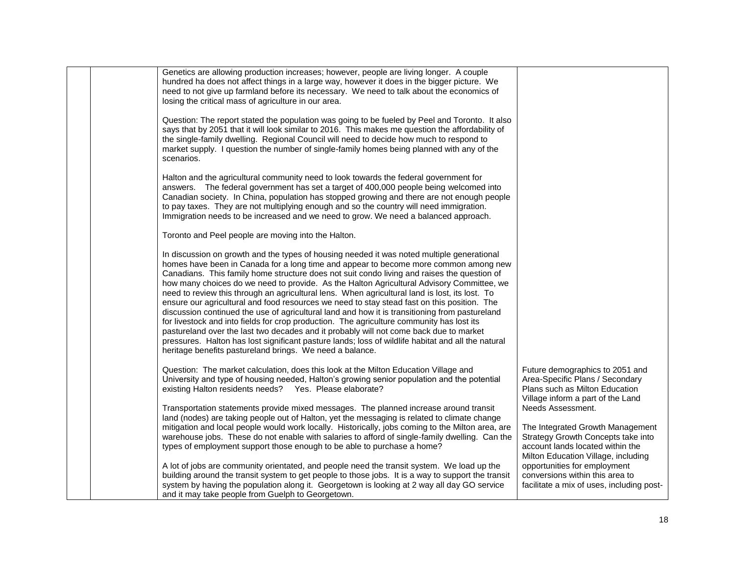| | | | |
|---|---|---|---|
| | | Genetics are allowing production increases; however, people are living longer. A couple hundred ha does not affect things in a large way, however it does in the bigger picture. We need to not give up farmland before its necessary. We need to talk about the economics of losing the critical mass of agriculture in our area.<br><br>Question: The report stated the population was going to be fueled by Peel and Toronto. It also says that by 2051 that it will look similar to 2016. This makes me question the affordability of the single-family dwelling. Regional Council will need to decide how much to respond to market supply. I question the number of single-family homes being planned with any of the scenarios.<br><br>Halton and the agricultural community need to look towards the federal government for answers. The federal government has set a target of 400,000 people being welcomed into Canadian society. In China, population has stopped growing and there are not enough people to pay taxes. They are not multiplying enough and so the country will need immigration. Immigration needs to be increased and we need to grow. We need a balanced approach.<br><br>Toronto and Peel people are moving into the Halton.<br><br>In discussion on growth and the types of housing needed it was noted multiple generational homes have been in Canada for a long time and appear to become more common among new Canadians. This family home structure does not suit condo living and raises the question of how many choices do we need to provide. As the Halton Agricultural Advisory Committee, we need to review this through an agricultural lens. When agricultural land is lost, its lost. To ensure our agricultural and food resources we need to stay stead fast on this position. The discussion continued the use of agricultural land and how it is transitioning from pastureland for livestock and into fields for crop production. The agriculture community has lost its pastureland over the last two decades and it probably will not come back due to market pressures. Halton has lost significant pasture lands; loss of wildlife habitat and all the natural heritage benefits pastureland brings. We need a balance. | |
| | | Question: The market calculation, does this look at the Milton Education Village and University and type of housing needed, Halton's growing senior population and the potential existing Halton residents needs? Yes. Please elaborate?<br><br>Transportation statements provide mixed messages. The planned increase around transit land (nodes) are taking people out of Halton, yet the messaging is related to climate change mitigation and local people would work locally. Historically, jobs coming to the Milton area, are warehouse jobs. These do not enable with salaries to afford of single-family dwelling. Can the types of employment support those enough to be able to purchase a home?<br><br>A lot of jobs are community orientated, and people need the transit system. We load up the building around the transit system to get people to those jobs. It is a way to support the transit system by having the population along it. Georgetown is looking at 2 way all day GO service and it may take people from Guelph to Georgetown. | Future demographics to 2051 and Area-Specific Plans / Secondary Plans such as Milton Education Village inform a part of the Land Needs Assessment.<br><br>The Integrated Growth Management Strategy Growth Concepts take into account lands located within the Milton Education Village, including opportunities for employment conversions within this area to facilitate a mix of uses, including post- |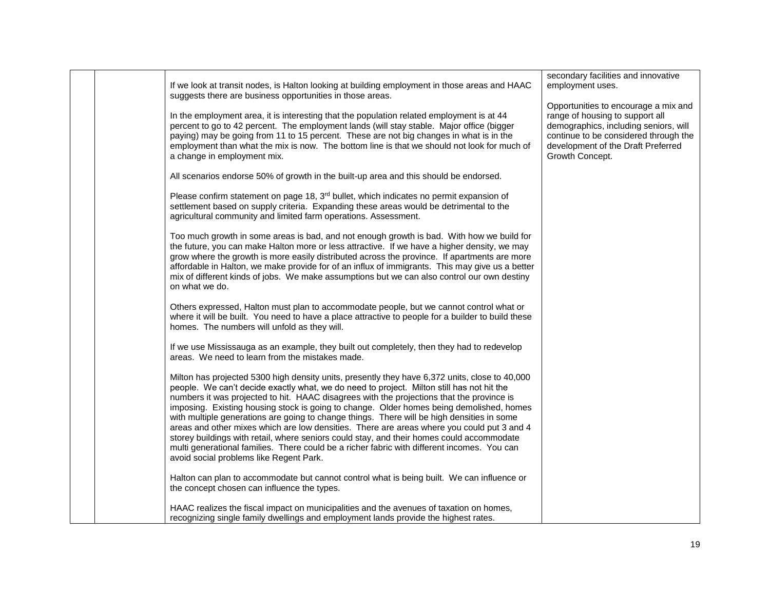| | | | |
|---|---|---|---|
| | | If we look at transit nodes, is Halton looking at building employment in those areas and HAAC suggests there are business opportunities in those areas.<br><br>In the employment area, it is interesting that the population related employment is at 44 percent to go to 42 percent. The employment lands (will stay stable. Major office (bigger paying) may be going from 11 to 15 percent. These are not big changes in what is in the employment than what the mix is now. The bottom line is that we should not look for much of a change in employment mix.<br><br>All scenarios endorse 50% of growth in the built-up area and this should be endorsed.<br><br>Please confirm statement on page 18, 3rd bullet, which indicates no permit expansion of settlement based on supply criteria. Expanding these areas would be detrimental to the agricultural community and limited farm operations. Assessment.<br><br>Too much growth in some areas is bad, and not enough growth is bad. With how we build for the future, you can make Halton more or less attractive. If we have a higher density, we may grow where the growth is more easily distributed across the province. If apartments are more affordable in Halton, we make provide for of an influx of immigrants. This may give us a better mix of different kinds of jobs. We make assumptions but we can also control our own destiny on what we do.<br><br>Others expressed, Halton must plan to accommodate people, but we cannot control what or where it will be built. You need to have a place attractive to people for a builder to build these homes. The numbers will unfold as they will.<br><br>If we use Mississauga as an example, they built out completely, then they had to redevelop areas. We need to learn from the mistakes made.<br><br>Milton has projected 5300 high density units, presently they have 6,372 units, close to 40,000 people. We can't decide exactly what, we do need to project. Milton still has not hit the numbers it was projected to hit. HAAC disagrees with the projections that the province is imposing. Existing housing stock is going to change. Older homes being demolished, homes with multiple generations are going to change things. There will be high densities in some areas and other mixes which are low densities. There are areas where you could put 3 and 4 storey buildings with retail, where seniors could stay, and their homes could accommodate multi generational families. There could be a richer fabric with different incomes. You can avoid social problems like Regent Park.<br><br>Halton can plan to accommodate but cannot control what is being built. We can influence or the concept chosen can influence the types.<br><br>HAAC realizes the fiscal impact on municipalities and the avenues of taxation on homes, recognizing single family dwellings and employment lands provide the highest rates. | secondary facilities and innovative employment uses.<br><br>Opportunities to encourage a mix and range of housing to support all demographics, including seniors, will continue to be considered through the development of the Draft Preferred Growth Concept. |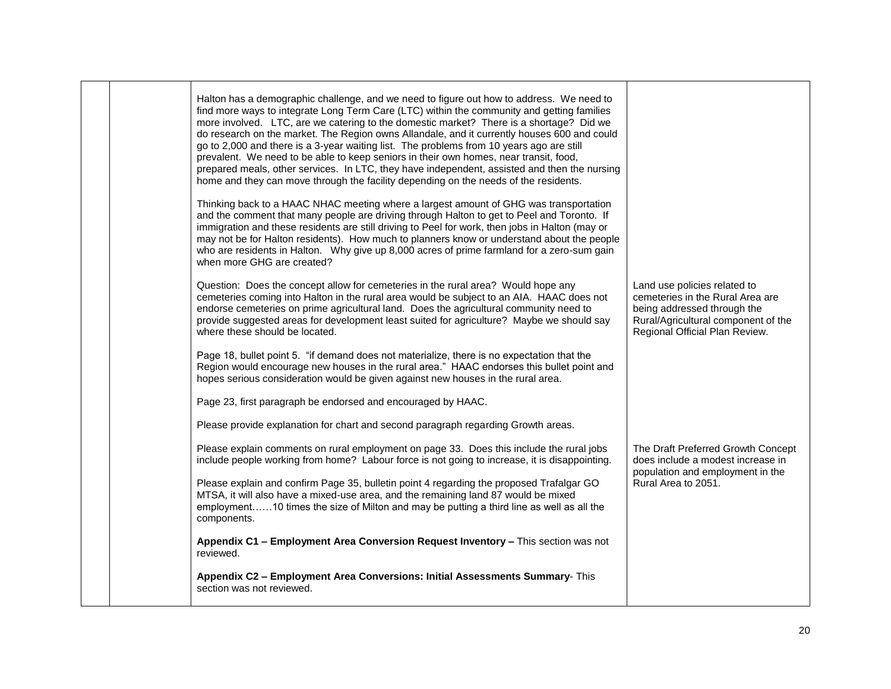| | | | |
|---|---|---|---|
| | | Halton has a demographic challenge, and we need to figure out how to address. We need to find more ways to integrate Long Term Care (LTC) within the community and getting families more involved. LTC, are we catering to the domestic market? There is a shortage? Did we do research on the market. The Region owns Allandale, and it currently houses 600 and could go to 2,000 and there is a 3-year waiting list. The problems from 10 years ago are still prevalent. We need to be able to keep seniors in their own homes, near transit, food, prepared meals, other services. In LTC, they have independent, assisted and then the nursing home and they can move through the facility depending on the needs of the residents.<br><br>Thinking back to a HAAC NHAC meeting where a largest amount of GHG was transportation and the comment that many people are driving through Halton to get to Peel and Toronto. If immigration and these residents are still driving to Peel for work, then jobs in Halton (may or may not be for Halton residents). How much to planners know or understand about the people who are residents in Halton. Why give up 8,000 acres of prime farmland for a zero-sum gain when more GHG are created? | |
| | | Question: Does the concept allow for cemeteries in the rural area? Would hope any cemeteries coming into Halton in the rural area would be subject to an AIA. HAAC does not endorse cemeteries on prime agricultural land. Does the agricultural community need to provide suggested areas for development least suited for agriculture? Maybe we should say where these should be located. | Land use policies related to cemeteries in the Rural Area are being addressed through the Rural/Agricultural component of the Regional Official Plan Review. |
| | | Page 18, bullet point 5. "if demand does not materialize, there is no expectation that the Region would encourage new houses in the rural area." HAAC endorses this bullet point and hopes serious consideration would be given against new houses in the rural area.<br><br>Page 23, first paragraph be endorsed and encouraged by HAAC.<br><br>Please provide explanation for chart and second paragraph regarding Growth areas. | |
| | | Please explain comments on rural employment on page 33. Does this include the rural jobs include people working from home? Labour force is not going to increase, it is disappointing.<br><br>Please explain and confirm Page 35, bulletin point 4 regarding the proposed Trafalgar GO MTSA, it will also have a mixed-use area, and the remaining land 87 would be mixed employment……10 times the size of Milton and may be putting a third line as well as all the components. | The Draft Preferred Growth Concept does include a modest increase in population and employment in the Rural Area to 2051. |
| | | **Appendix C1 – Employment Area Conversion Request Inventory –** This section was not reviewed.<br><br>**Appendix C2 – Employment Area Conversions: Initial Assessments Summary**- This section was not reviewed. | |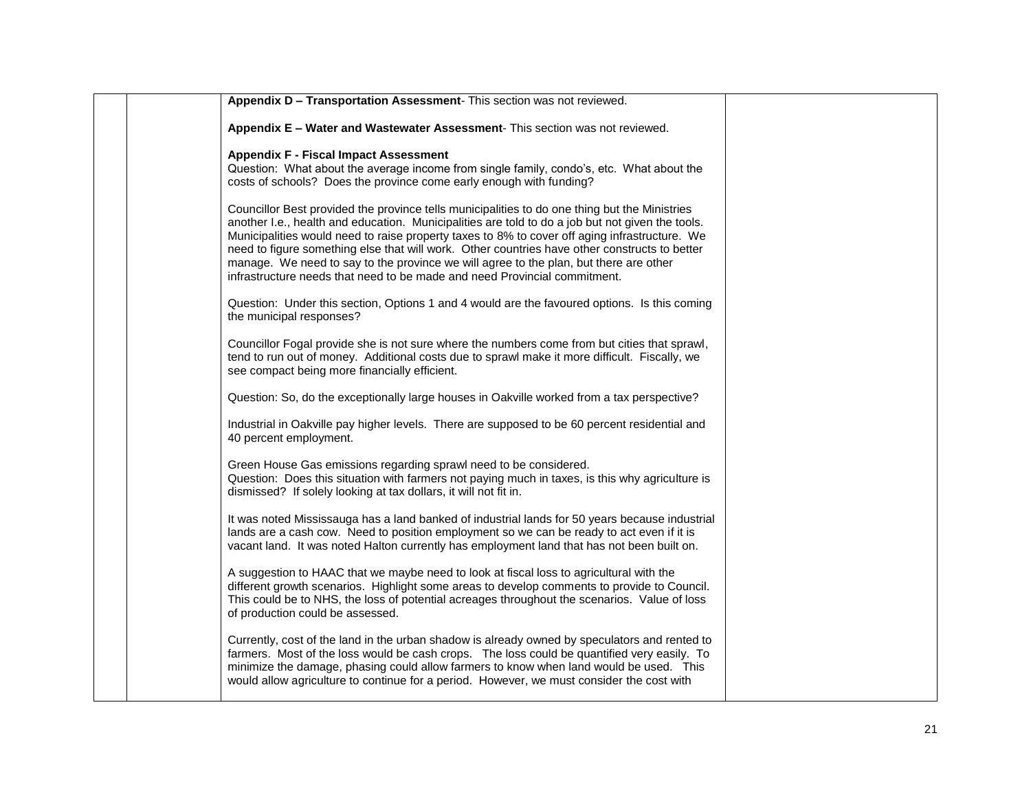| | | | |
|---|---|---|---|
| | | **Appendix D – Transportation Assessment**- This section was not reviewed.<br><br>**Appendix E – Water and Wastewater Assessment**- This section was not reviewed.<br><br>**Appendix F - Fiscal Impact Assessment**<br>Question: What about the average income from single family, condo's, etc. What about the costs of schools? Does the province come early enough with funding?<br><br>Councillor Best provided the province tells municipalities to do one thing but the Ministries another I.e., health and education. Municipalities are told to do a job but not given the tools. Municipalities would need to raise property taxes to 8% to cover off aging infrastructure. We need to figure something else that will work. Other countries have other constructs to better manage. We need to say to the province we will agree to the plan, but there are other infrastructure needs that need to be made and need Provincial commitment.<br><br>Question: Under this section, Options 1 and 4 would are the favoured options. Is this coming the municipal responses?<br><br>Councillor Fogal provide she is not sure where the numbers come from but cities that sprawl, tend to run out of money. Additional costs due to sprawl make it more difficult. Fiscally, we see compact being more financially efficient.<br><br>Question: So, do the exceptionally large houses in Oakville worked from a tax perspective?<br><br>Industrial in Oakville pay higher levels. There are supposed to be 60 percent residential and 40 percent employment.<br><br>Green House Gas emissions regarding sprawl need to be considered.<br>Question: Does this situation with farmers not paying much in taxes, is this why agriculture is dismissed? If solely looking at tax dollars, it will not fit in.<br><br>It was noted Mississauga has a land banked of industrial lands for 50 years because industrial lands are a cash cow. Need to position employment so we can be ready to act even if it is vacant land. It was noted Halton currently has employment land that has not been built on.<br><br>A suggestion to HAAC that we maybe need to look at fiscal loss to agricultural with the different growth scenarios. Highlight some areas to develop comments to provide to Council. This could be to NHS, the loss of potential acreages throughout the scenarios. Value of loss of production could be assessed.<br><br>Currently, cost of the land in the urban shadow is already owned by speculators and rented to farmers. Most of the loss would be cash crops. The loss could be quantified very easily. To minimize the damage, phasing could allow farmers to know when land would be used. This would allow agriculture to continue for a period. However, we must consider the cost with | |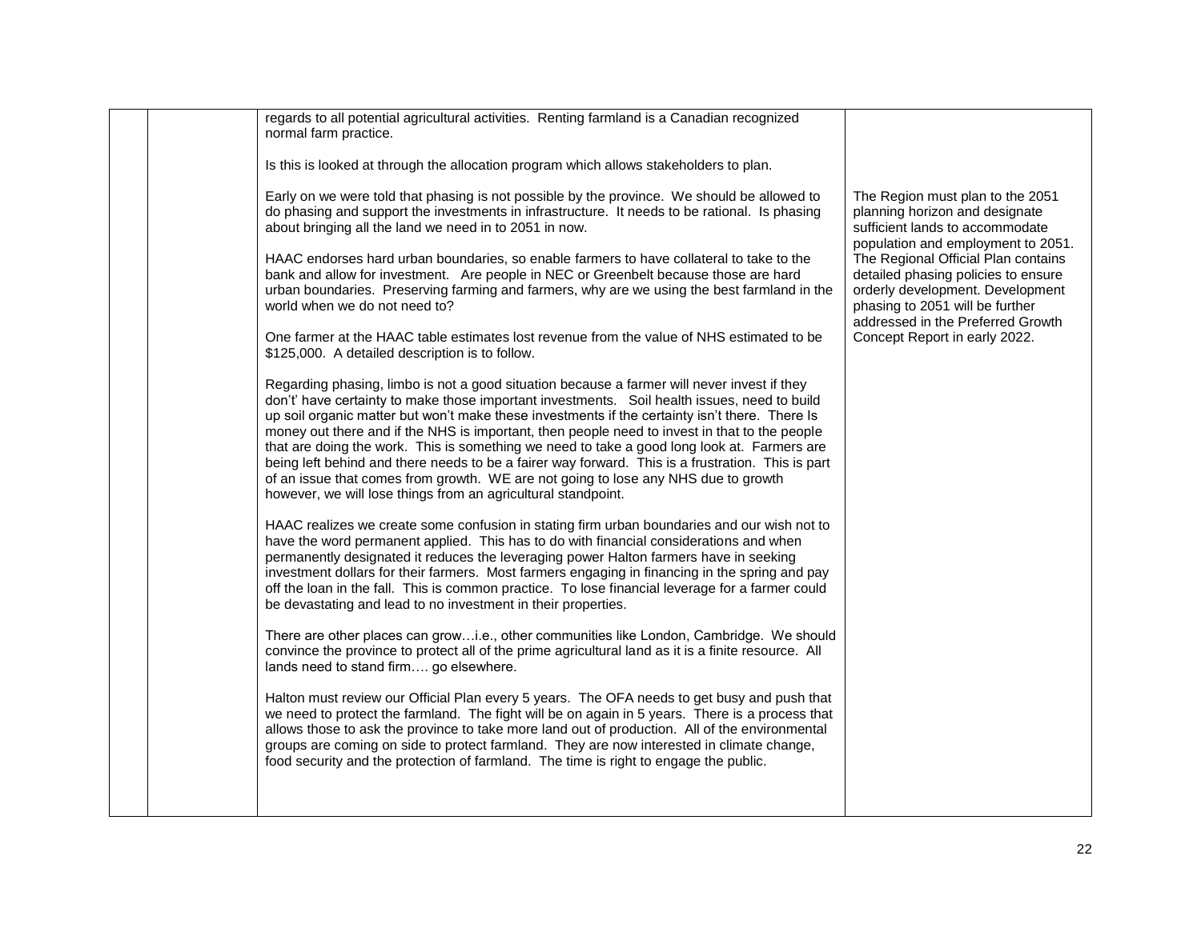|  |  |  |  |
|---|---|---|---|
|  |  | regards to all potential agricultural activities. Renting farmland is a Canadian recognized normal farm practice.<br><br>Is this is looked at through the allocation program which allows stakeholders to plan.<br><br>Early on we were told that phasing is not possible by the province. We should be allowed to do phasing and support the investments in infrastructure. It needs to be rational. Is phasing about bringing all the land we need in to 2051 in now.<br><br>HAAC endorses hard urban boundaries, so enable farmers to have collateral to take to the bank and allow for investment. Are people in NEC or Greenbelt because those are hard urban boundaries. Preserving farming and farmers, why are we using the best farmland in the world when we do not need to?<br><br>One farmer at the HAAC table estimates lost revenue from the value of NHS estimated to be $125,000. A detailed description is to follow.<br><br>Regarding phasing, limbo is not a good situation because a farmer will never invest if they don't' have certainty to make those important investments. Soil health issues, need to build up soil organic matter but won't make these investments if the certainty isn't there. There Is money out there and if the NHS is important, then people need to invest in that to the people that are doing the work. This is something we need to take a good long look at. Farmers are being left behind and there needs to be a fairer way forward. This is a frustration. This is part of an issue that comes from growth. WE are not going to lose any NHS due to growth however, we will lose things from an agricultural standpoint.<br><br>HAAC realizes we create some confusion in stating firm urban boundaries and our wish not to have the word permanent applied. This has to do with financial considerations and when permanently designated it reduces the leveraging power Halton farmers have in seeking investment dollars for their farmers. Most farmers engaging in financing in the spring and pay off the loan in the fall. This is common practice. To lose financial leverage for a farmer could be devastating and lead to no investment in their properties.<br><br>There are other places can grow…i.e., other communities like London, Cambridge. We should convince the province to protect all of the prime agricultural land as it is a finite resource. All lands need to stand firm…. go elsewhere.<br><br>Halton must review our Official Plan every 5 years. The OFA needs to get busy and push that we need to protect the farmland. The fight will be on again in 5 years. There is a process that allows those to ask the province to take more land out of production. All of the environmental groups are coming on side to protect farmland. They are now interested in climate change, food security and the protection of farmland. The time is right to engage the public. | The Region must plan to the 2051 planning horizon and designate sufficient lands to accommodate population and employment to 2051. The Regional Official Plan contains detailed phasing policies to ensure orderly development. Development phasing to 2051 will be further addressed in the Preferred Growth Concept Report in early 2022. |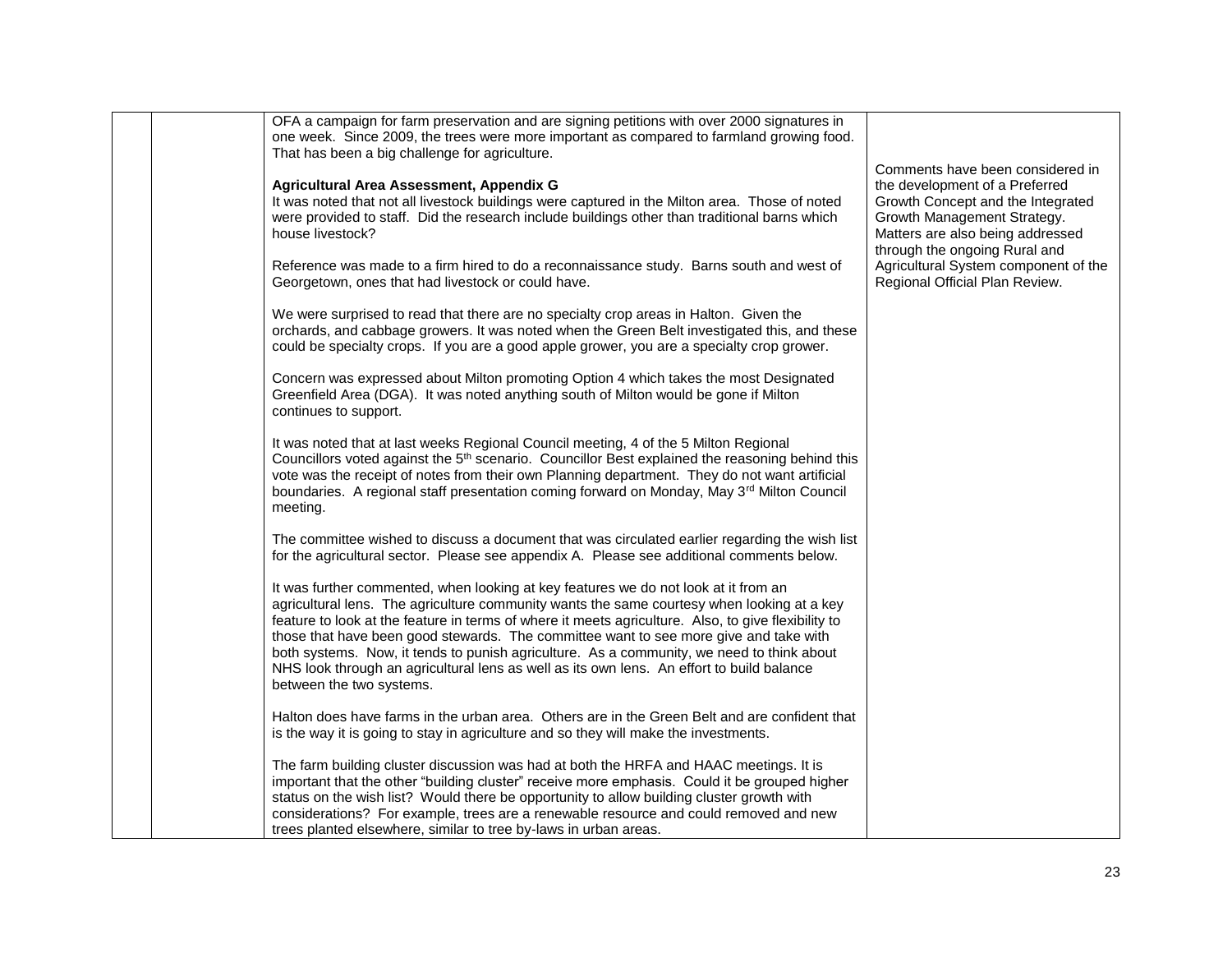| | | | |
|---|---|---|---|
| | | OFA a campaign for farm preservation and are signing petitions with over 2000 signatures in one week. Since 2009, the trees were more important as compared to farmland growing food. That has been a big challenge for agriculture.<br><br>**Agricultural Area Assessment, Appendix G**<br>It was noted that not all livestock buildings were captured in the Milton area. Those of noted were provided to staff. Did the research include buildings other than traditional barns which house livestock?<br><br>Reference was made to a firm hired to do a reconnaissance study. Barns south and west of Georgetown, ones that had livestock or could have.<br><br>We were surprised to read that there are no specialty crop areas in Halton. Given the orchards, and cabbage growers. It was noted when the Green Belt investigated this, and these could be specialty crops. If you are a good apple grower, you are a specialty crop grower.<br><br>Concern was expressed about Milton promoting Option 4 which takes the most Designated Greenfield Area (DGA). It was noted anything south of Milton would be gone if Milton continues to support.<br><br>It was noted that at last weeks Regional Council meeting, 4 of the 5 Milton Regional Councillors voted against the 5th scenario. Councillor Best explained the reasoning behind this vote was the receipt of notes from their own Planning department. They do not want artificial boundaries. A regional staff presentation coming forward on Monday, May 3rd Milton Council meeting.<br><br>The committee wished to discuss a document that was circulated earlier regarding the wish list for the agricultural sector. Please see appendix A. Please see additional comments below.<br><br>It was further commented, when looking at key features we do not look at it from an agricultural lens. The agriculture community wants the same courtesy when looking at a key feature to look at the feature in terms of where it meets agriculture. Also, to give flexibility to those that have been good stewards. The committee want to see more give and take with both systems. Now, it tends to punish agriculture. As a community, we need to think about NHS look through an agricultural lens as well as its own lens. An effort to build balance between the two systems.<br><br>Halton does have farms in the urban area. Others are in the Green Belt and are confident that is the way it is going to stay in agriculture and so they will make the investments.<br><br>The farm building cluster discussion was had at both the HRFA and HAAC meetings. It is important that the other "building cluster" receive more emphasis. Could it be grouped higher status on the wish list? Would there be opportunity to allow building cluster growth with considerations? For example, trees are a renewable resource and could removed and new trees planted elsewhere, similar to tree by-laws in urban areas. | Comments have been considered in the development of a Preferred Growth Concept and the Integrated Growth Management Strategy. Matters are also being addressed through the ongoing Rural and Agricultural System component of the Regional Official Plan Review. |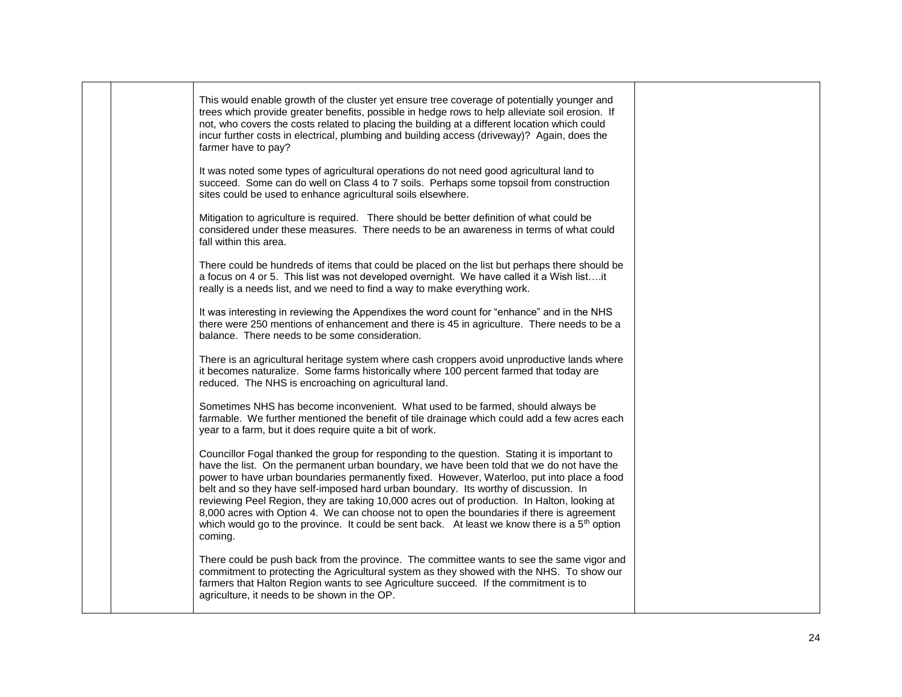| | | | |
|---|---|---|---|
| | | This would enable growth of the cluster yet ensure tree coverage of potentially younger and trees which provide greater benefits, possible in hedge rows to help alleviate soil erosion. If not, who covers the costs related to placing the building at a different location which could incur further costs in electrical, plumbing and building access (driveway)? Again, does the farmer have to pay?<br><br>It was noted some types of agricultural operations do not need good agricultural land to succeed. Some can do well on Class 4 to 7 soils. Perhaps some topsoil from construction sites could be used to enhance agricultural soils elsewhere.<br><br>Mitigation to agriculture is required. There should be better definition of what could be considered under these measures. There needs to be an awareness in terms of what could fall within this area.<br><br>There could be hundreds of items that could be placed on the list but perhaps there should be a focus on 4 or 5. This list was not developed overnight. We have called it a Wish list….it really is a needs list, and we need to find a way to make everything work.<br><br>It was interesting in reviewing the Appendixes the word count for "enhance" and in the NHS there were 250 mentions of enhancement and there is 45 in agriculture. There needs to be a balance. There needs to be some consideration.<br><br>There is an agricultural heritage system where cash croppers avoid unproductive lands where it becomes naturalize. Some farms historically where 100 percent farmed that today are reduced. The NHS is encroaching on agricultural land.<br><br>Sometimes NHS has become inconvenient. What used to be farmed, should always be farmable. We further mentioned the benefit of tile drainage which could add a few acres each year to a farm, but it does require quite a bit of work.<br><br>Councillor Fogal thanked the group for responding to the question. Stating it is important to have the list. On the permanent urban boundary, we have been told that we do not have the power to have urban boundaries permanently fixed. However, Waterloo, put into place a food belt and so they have self-imposed hard urban boundary. Its worthy of discussion. In reviewing Peel Region, they are taking 10,000 acres out of production. In Halton, looking at 8,000 acres with Option 4. We can choose not to open the boundaries if there is agreement which would go to the province. It could be sent back. At least we know there is a 5th option coming.<br><br>There could be push back from the province. The committee wants to see the same vigor and commitment to protecting the Agricultural system as they showed with the NHS. To show our farmers that Halton Region wants to see Agriculture succeed. If the commitment is to agriculture, it needs to be shown in the OP. | |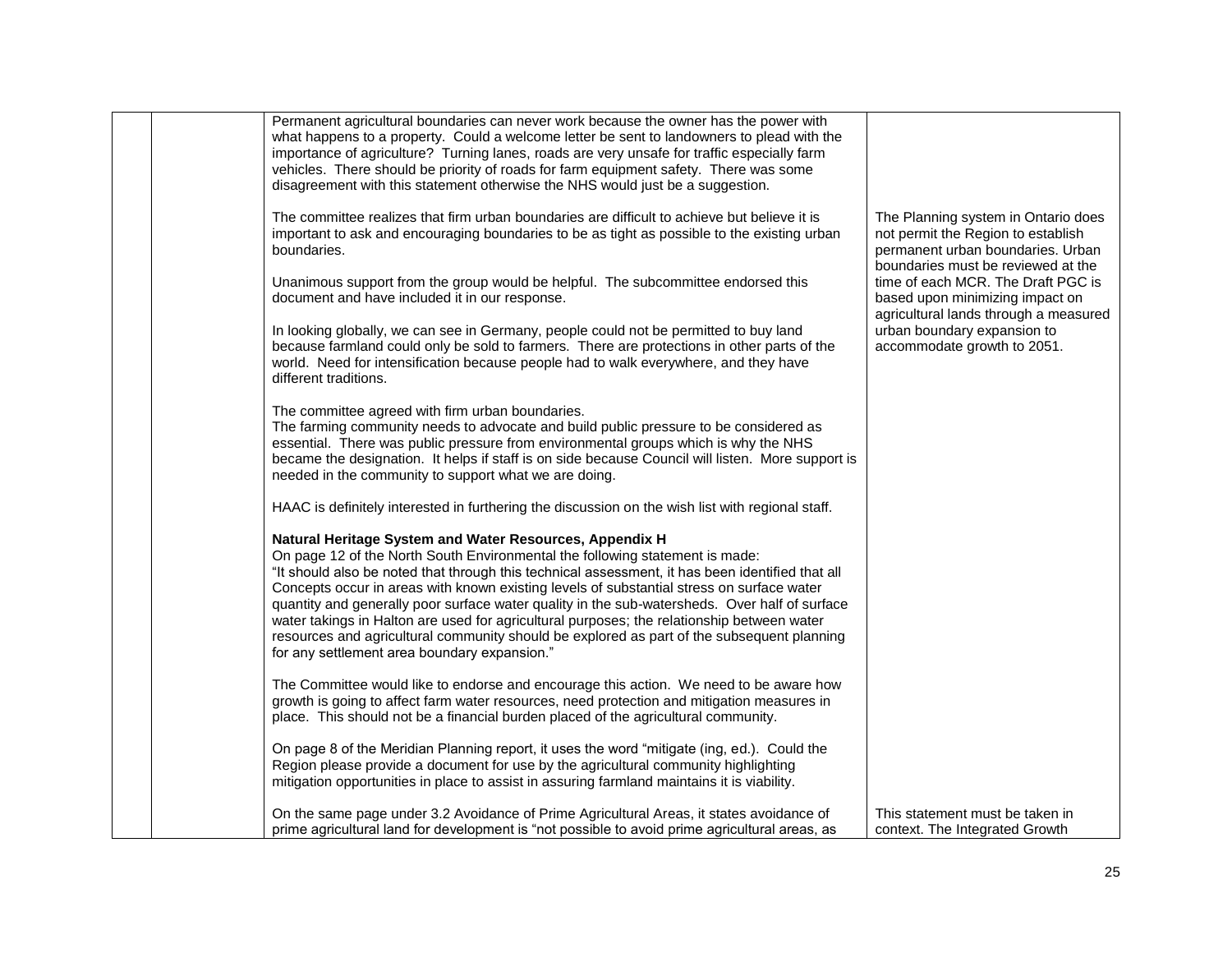| | | | |
|---|---|---|---|
| | | Permanent agricultural boundaries can never work because the owner has the power with what happens to a property. Could a welcome letter be sent to landowners to plead with the importance of agriculture? Turning lanes, roads are very unsafe for traffic especially farm vehicles. There should be priority of roads for farm equipment safety. There was some disagreement with this statement otherwise the NHS would just be a suggestion.<br><br>The committee realizes that firm urban boundaries are difficult to achieve but believe it is important to ask and encouraging boundaries to be as tight as possible to the existing urban boundaries.<br><br>Unanimous support from the group would be helpful. The subcommittee endorsed this document and have included it in our response.<br><br>In looking globally, we can see in Germany, people could not be permitted to buy land because farmland could only be sold to farmers. There are protections in other parts of the world. Need for intensification because people had to walk everywhere, and they have different traditions.<br><br>The committee agreed with firm urban boundaries.<br>The farming community needs to advocate and build public pressure to be considered as essential. There was public pressure from environmental groups which is why the NHS became the designation. It helps if staff is on side because Council will listen. More support is needed in the community to support what we are doing.<br><br>HAAC is definitely interested in furthering the discussion on the wish list with regional staff.<br><br>**Natural Heritage System and Water Resources, Appendix H**<br>On page 12 of the North South Environmental the following statement is made:<br>"It should also be noted that through this technical assessment, it has been identified that all Concepts occur in areas with known existing levels of substantial stress on surface water quantity and generally poor surface water quality in the sub-watersheds. Over half of surface water takings in Halton are used for agricultural purposes; the relationship between water resources and agricultural community should be explored as part of the subsequent planning for any settlement area boundary expansion."<br><br>The Committee would like to endorse and encourage this action. We need to be aware how growth is going to affect farm water resources, need protection and mitigation measures in place. This should not be a financial burden placed of the agricultural community.<br><br>On page 8 of the Meridian Planning report, it uses the word "mitigate (ing, ed.). Could the Region please provide a document for use by the agricultural community highlighting mitigation opportunities in place to assist in assuring farmland maintains it is viability.<br><br>On the same page under 3.2 Avoidance of Prime Agricultural Areas, it states avoidance of prime agricultural land for development is "not possible to avoid prime agricultural areas, as | The Planning system in Ontario does not permit the Region to establish permanent urban boundaries. Urban boundaries must be reviewed at the time of each MCR. The Draft PGC is based upon minimizing impact on agricultural lands through a measured urban boundary expansion to accommodate growth to 2051.<br><br>This statement must be taken in context. The Integrated Growth |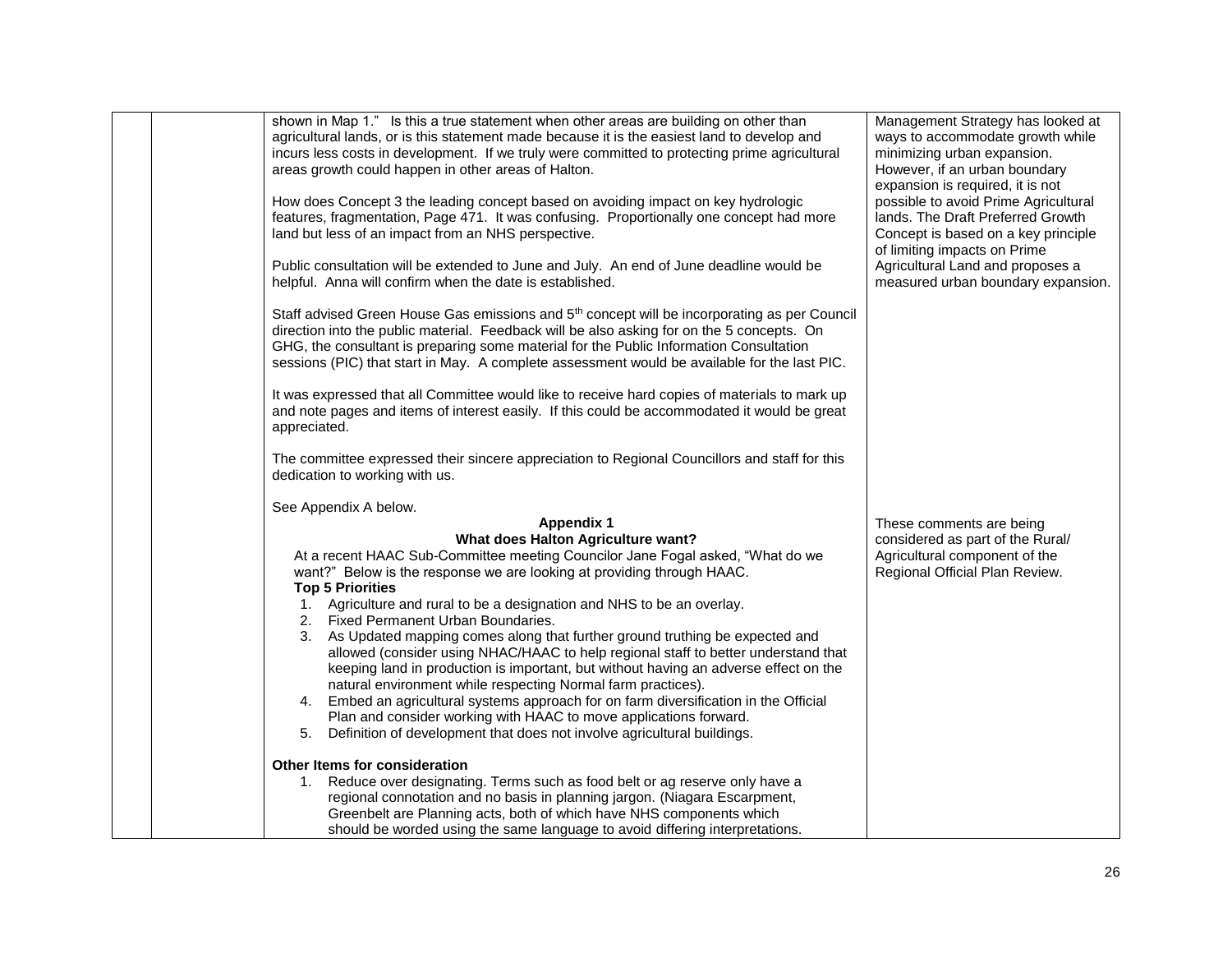| | | | |
|---|---|---|---|
| | | shown in Map 1." Is this a true statement when other areas are building on other than agricultural lands, or is this statement made because it is the easiest land to develop and incurs less costs in development. If we truly were committed to protecting prime agricultural areas growth could happen in other areas of Halton.<br><br>How does Concept 3 the leading concept based on avoiding impact on key hydrologic features, fragmentation, Page 471. It was confusing. Proportionally one concept had more land but less of an impact from an NHS perspective.<br><br>Public consultation will be extended to June and July. An end of June deadline would be helpful. Anna will confirm when the date is established.<br><br>Staff advised Green House Gas emissions and 5th concept will be incorporating as per Council direction into the public material. Feedback will be also asking for on the 5 concepts. On GHG, the consultant is preparing some material for the Public Information Consultation sessions (PIC) that start in May. A complete assessment would be available for the last PIC.<br><br>It was expressed that all Committee would like to receive hard copies of materials to mark up and note pages and items of interest easily. If this could be accommodated it would be great appreciated.<br><br>The committee expressed their sincere appreciation to Regional Councillors and staff for this dedication to working with us.<br><br>See Appendix A below. | Management Strategy has looked at ways to accommodate growth while minimizing urban expansion. However, if an urban boundary expansion is required, it is not possible to avoid Prime Agricultural lands. The Draft Preferred Growth Concept is based on a key principle of limiting impacts on Prime Agricultural Land and proposes a measured urban boundary expansion. |
| | | **Appendix 1**<br>**What does Halton Agriculture want?**<br>At a recent HAAC Sub-Committee meeting Councilor Jane Fogal asked, "What do we want?" Below is the response we are looking at providing through HAAC.<br>**Top 5 Priorities**<br>1. Agriculture and rural to be a designation and NHS to be an overlay.<br>2. Fixed Permanent Urban Boundaries.<br>3. As Updated mapping comes along that further ground truthing be expected and allowed (consider using NHAC/HAAC to help regional staff to better understand that keeping land in production is important, but without having an adverse effect on the natural environment while respecting Normal farm practices).<br>4. Embed an agricultural systems approach for on farm diversification in the Official Plan and consider working with HAAC to move applications forward.<br>5. Definition of development that does not involve agricultural buildings.<br><br>**Other Items for consideration**<br>1. Reduce over designating. Terms such as food belt or ag reserve only have a regional connotation and no basis in planning jargon. (Niagara Escarpment, Greenbelt are Planning acts, both of which have NHS components which should be worded using the same language to avoid differing interpretations. | These comments are being considered as part of the Rural/ Agricultural component of the Regional Official Plan Review. |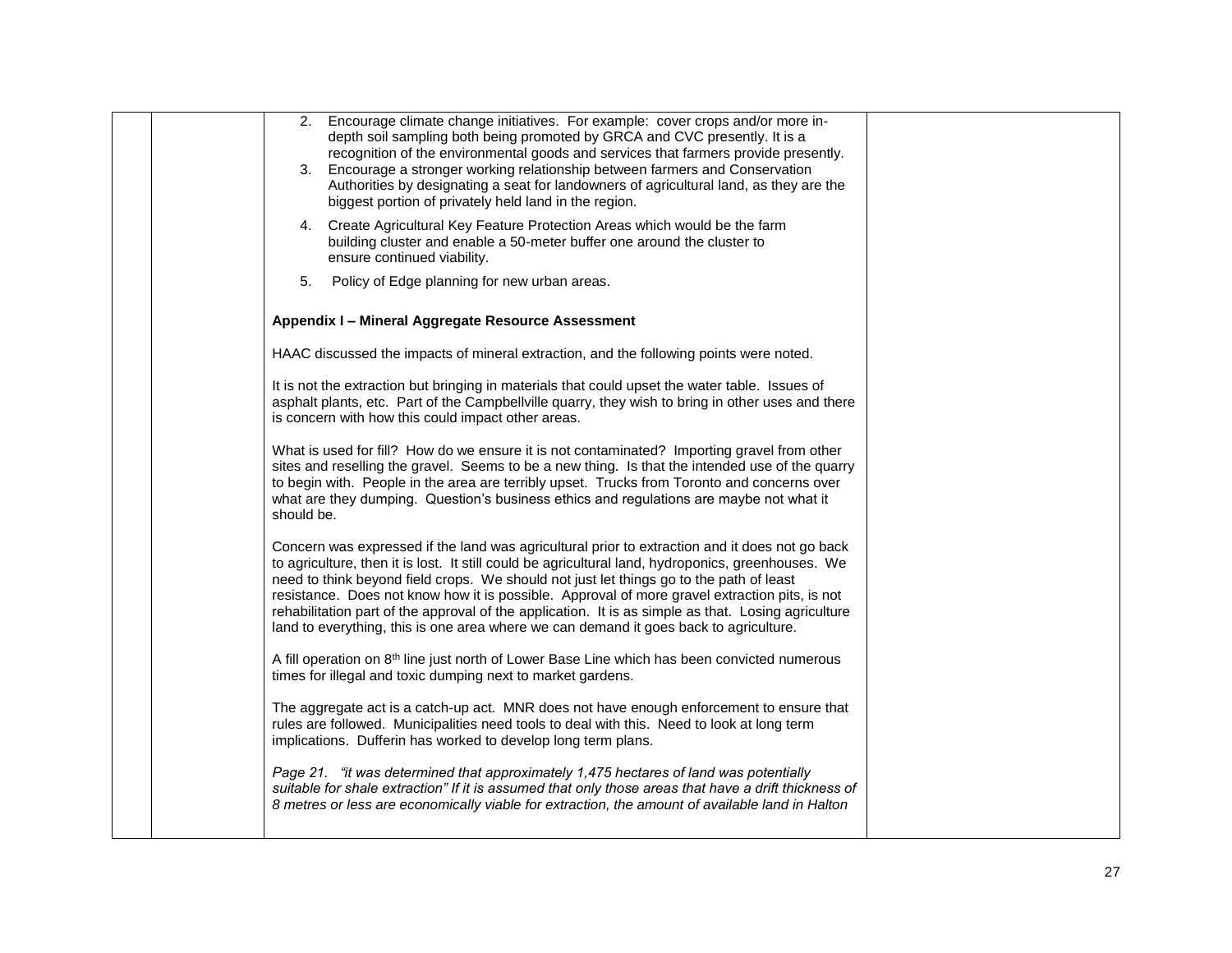| | | | |
|---|---|---|---|
| | | 2. Encourage climate change initiatives. For example: cover crops and/or more in-depth soil sampling both being promoted by GRCA and CVC presently. It is a recognition of the environmental goods and services that farmers provide presently.<br>3. Encourage a stronger working relationship between farmers and Conservation Authorities by designating a seat for landowners of agricultural land, as they are the biggest portion of privately held land in the region.<br>4. Create Agricultural Key Feature Protection Areas which would be the farm building cluster and enable a 50-meter buffer one around the cluster to ensure continued viability.<br>5. Policy of Edge planning for new urban areas.<br><br>**Appendix I – Mineral Aggregate Resource Assessment**<br><br>HAAC discussed the impacts of mineral extraction, and the following points were noted.<br><br>It is not the extraction but bringing in materials that could upset the water table. Issues of asphalt plants, etc. Part of the Campbellville quarry, they wish to bring in other uses and there is concern with how this could impact other areas.<br><br>What is used for fill? How do we ensure it is not contaminated? Importing gravel from other sites and reselling the gravel. Seems to be a new thing. Is that the intended use of the quarry to begin with. People in the area are terribly upset. Trucks from Toronto and concerns over what are they dumping. Question's business ethics and regulations are maybe not what it should be.<br><br>Concern was expressed if the land was agricultural prior to extraction and it does not go back to agriculture, then it is lost. It still could be agricultural land, hydroponics, greenhouses. We need to think beyond field crops. We should not just let things go to the path of least resistance. Does not know how it is possible. Approval of more gravel extraction pits, is not rehabilitation part of the approval of the application. It is as simple as that. Losing agriculture land to everything, this is one area where we can demand it goes back to agriculture.<br><br>A fill operation on 8th line just north of Lower Base Line which has been convicted numerous times for illegal and toxic dumping next to market gardens.<br><br>The aggregate act is a catch-up act. MNR does not have enough enforcement to ensure that rules are followed. Municipalities need tools to deal with this. Need to look at long term implications. Dufferin has worked to develop long term plans.<br><br>*Page 21. "it was determined that approximately 1,475 hectares of land was potentially suitable for shale extraction" If it is assumed that only those areas that have a drift thickness of 8 metres or less are economically viable for extraction, the amount of available land in Halton* | |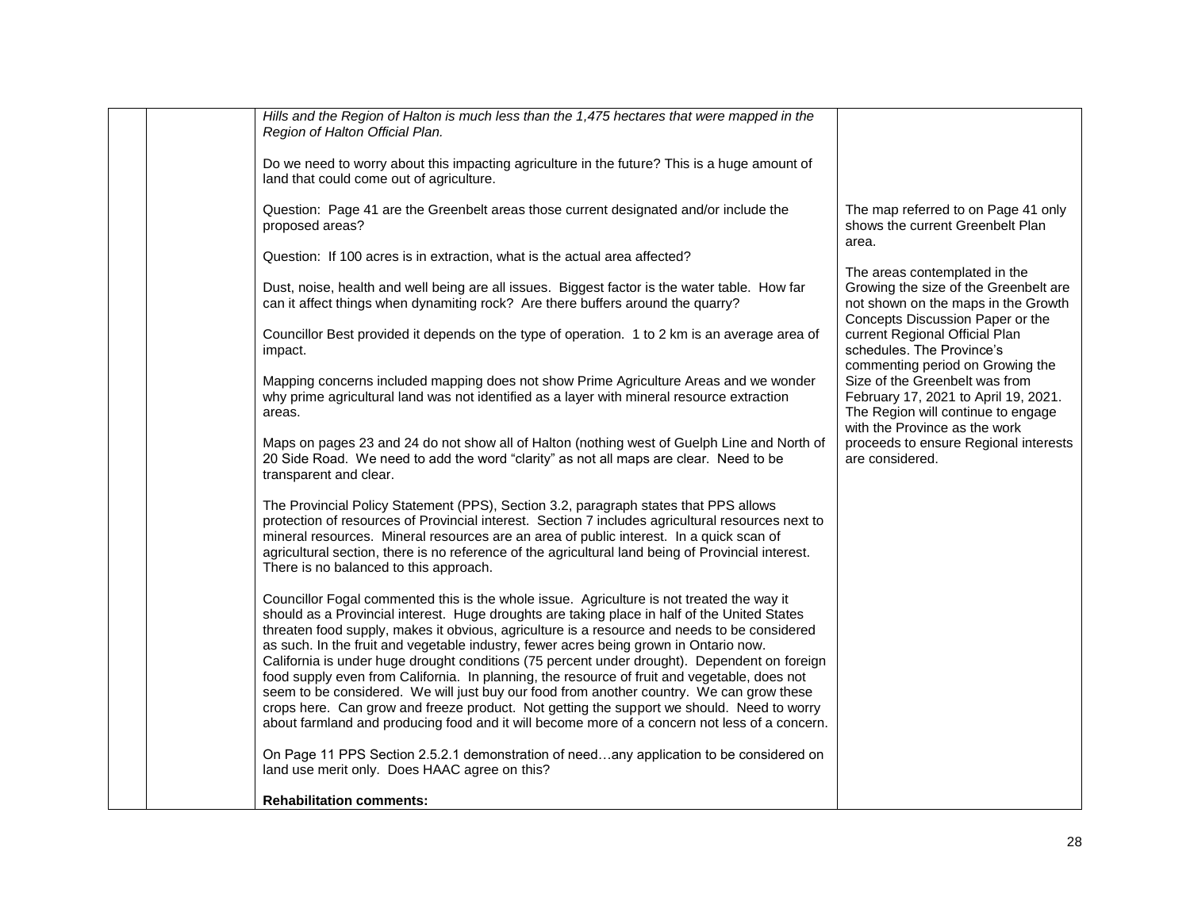| | | | |
|---|---|---|---|
| | | *Hills and the Region of Halton is much less than the 1,475 hectares that were mapped in the Region of Halton Official Plan.*<br><br>Do we need to worry about this impacting agriculture in the future? This is a huge amount of land that could come out of agriculture.<br><br>Question: Page 41 are the Greenbelt areas those current designated and/or include the proposed areas?<br><br>Question: If 100 acres is in extraction, what is the actual area affected?<br><br>Dust, noise, health and well being are all issues. Biggest factor is the water table. How far can it affect things when dynamiting rock? Are there buffers around the quarry?<br><br>Councillor Best provided it depends on the type of operation. 1 to 2 km is an average area of impact.<br><br>Mapping concerns included mapping does not show Prime Agriculture Areas and we wonder why prime agricultural land was not identified as a layer with mineral resource extraction areas.<br><br>Maps on pages 23 and 24 do not show all of Halton (nothing west of Guelph Line and North of 20 Side Road. We need to add the word "clarity" as not all maps are clear. Need to be transparent and clear.<br><br>The Provincial Policy Statement (PPS), Section 3.2, paragraph states that PPS allows protection of resources of Provincial interest. Section 7 includes agricultural resources next to mineral resources. Mineral resources are an area of public interest. In a quick scan of agricultural section, there is no reference of the agricultural land being of Provincial interest. There is no balanced to this approach.<br><br>Councillor Fogal commented this is the whole issue. Agriculture is not treated the way it should as a Provincial interest. Huge droughts are taking place in half of the United States threaten food supply, makes it obvious, agriculture is a resource and needs to be considered as such. In the fruit and vegetable industry, fewer acres being grown in Ontario now. California is under huge drought conditions (75 percent under drought). Dependent on foreign food supply even from California. In planning, the resource of fruit and vegetable, does not seem to be considered. We will just buy our food from another country. We can grow these crops here. Can grow and freeze product. Not getting the support we should. Need to worry about farmland and producing food and it will become more of a concern not less of a concern.<br><br>On Page 11 PPS Section 2.5.2.1 demonstration of need…any application to be considered on land use merit only. Does HAAC agree on this?<br><br>**Rehabilitation comments:** | The map referred to on Page 41 only shows the current Greenbelt Plan area.<br><br>The areas contemplated in the Growing the size of the Greenbelt are not shown on the maps in the Growth Concepts Discussion Paper or the current Regional Official Plan schedules. The Province's commenting period on Growing the Size of the Greenbelt was from February 17, 2021 to April 19, 2021. The Region will continue to engage with the Province as the work proceeds to ensure Regional interests are considered. |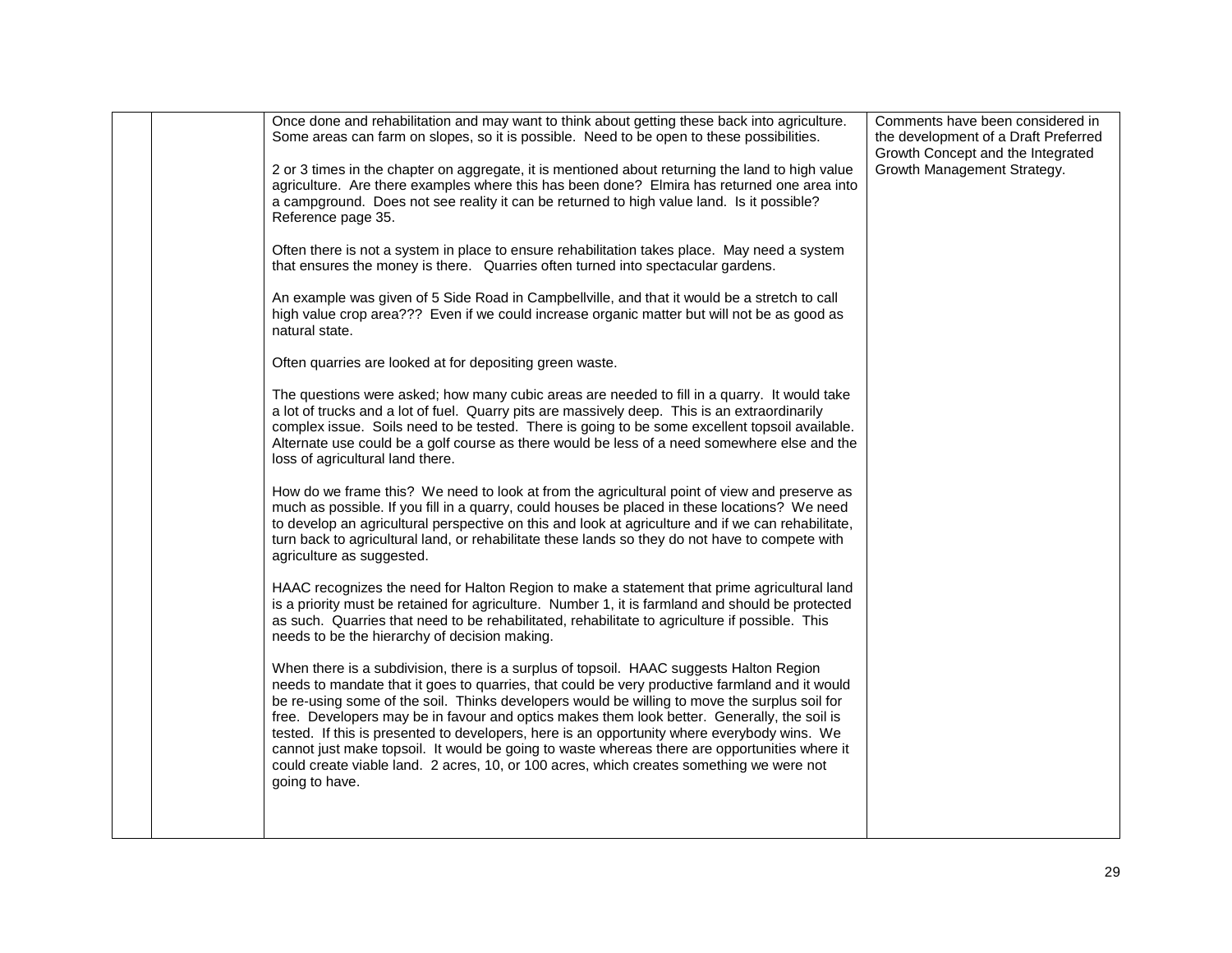| | | | |
|---|---|---|---|
| | | Once done and rehabilitation and may want to think about getting these back into agriculture. Some areas can farm on slopes, so it is possible. Need to be open to these possibilities.<br><br>2 or 3 times in the chapter on aggregate, it is mentioned about returning the land to high value agriculture. Are there examples where this has been done? Elmira has returned one area into a campground. Does not see reality it can be returned to high value land. Is it possible? Reference page 35.<br><br>Often there is not a system in place to ensure rehabilitation takes place. May need a system that ensures the money is there. Quarries often turned into spectacular gardens.<br><br>An example was given of 5 Side Road in Campbellville, and that it would be a stretch to call high value crop area??? Even if we could increase organic matter but will not be as good as natural state.<br><br>Often quarries are looked at for depositing green waste.<br><br>The questions were asked; how many cubic areas are needed to fill in a quarry. It would take a lot of trucks and a lot of fuel. Quarry pits are massively deep. This is an extraordinarily complex issue. Soils need to be tested. There is going to be some excellent topsoil available. Alternate use could be a golf course as there would be less of a need somewhere else and the loss of agricultural land there.<br><br>How do we frame this? We need to look at from the agricultural point of view and preserve as much as possible. If you fill in a quarry, could houses be placed in these locations? We need to develop an agricultural perspective on this and look at agriculture and if we can rehabilitate, turn back to agricultural land, or rehabilitate these lands so they do not have to compete with agriculture as suggested.<br><br>HAAC recognizes the need for Halton Region to make a statement that prime agricultural land is a priority must be retained for agriculture. Number 1, it is farmland and should be protected as such. Quarries that need to be rehabilitated, rehabilitate to agriculture if possible. This needs to be the hierarchy of decision making.<br><br>When there is a subdivision, there is a surplus of topsoil. HAAC suggests Halton Region needs to mandate that it goes to quarries, that could be very productive farmland and it would be re-using some of the soil. Thinks developers would be willing to move the surplus soil for free. Developers may be in favour and optics makes them look better. Generally, the soil is tested. If this is presented to developers, here is an opportunity where everybody wins. We cannot just make topsoil. It would be going to waste whereas there are opportunities where it could create viable land. 2 acres, 10, or 100 acres, which creates something we were not going to have. | Comments have been considered in the development of a Draft Preferred Growth Concept and the Integrated Growth Management Strategy. |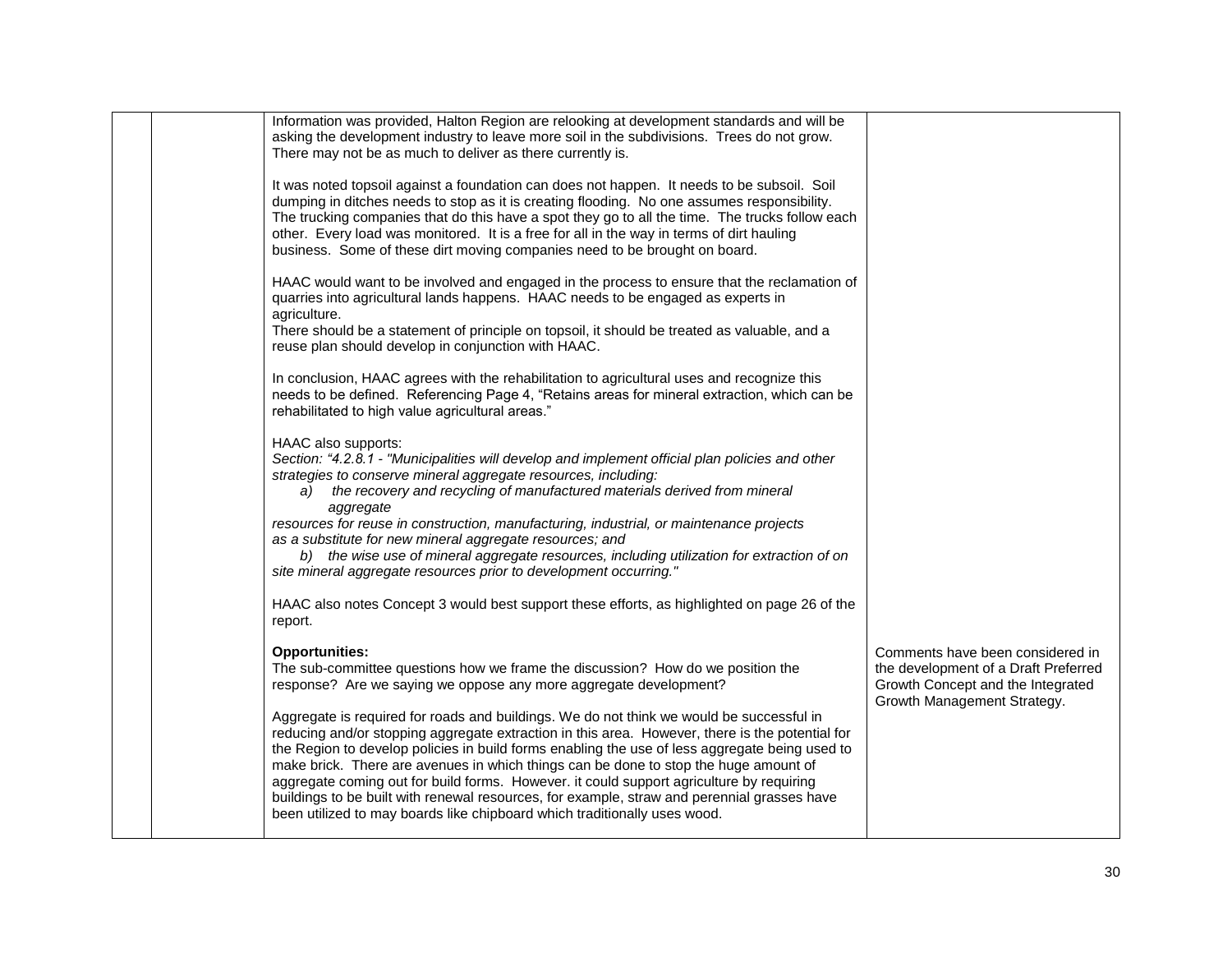| | | | |
|---|---|---|---|
| | | Information was provided, Halton Region are relooking at development standards and will be asking the development industry to leave more soil in the subdivisions. Trees do not grow. There may not be as much to deliver as there currently is.<br><br>It was noted topsoil against a foundation can does not happen. It needs to be subsoil. Soil dumping in ditches needs to stop as it is creating flooding. No one assumes responsibility. The trucking companies that do this have a spot they go to all the time. The trucks follow each other. Every load was monitored. It is a free for all in the way in terms of dirt hauling business. Some of these dirt moving companies need to be brought on board.<br><br>HAAC would want to be involved and engaged in the process to ensure that the reclamation of quarries into agricultural lands happens. HAAC needs to be engaged as experts in agriculture.<br>There should be a statement of principle on topsoil, it should be treated as valuable, and a reuse plan should develop in conjunction with HAAC.<br><br>In conclusion, HAAC agrees with the rehabilitation to agricultural uses and recognize this needs to be defined. Referencing Page 4, "Retains areas for mineral extraction, which can be rehabilitated to high value agricultural areas."<br><br>HAAC also supports:<br>*Section: "4.2.8.1 - "Municipalities will develop and implement official plan policies and other strategies to conserve mineral aggregate resources, including:*<br>*a) the recovery and recycling of manufactured materials derived from mineral aggregate resources for reuse in construction, manufacturing, industrial, or maintenance projects as a substitute for new mineral aggregate resources; and*<br>*b) the wise use of mineral aggregate resources, including utilization for extraction of on site mineral aggregate resources prior to development occurring."*<br><br>HAAC also notes Concept 3 would best support these efforts, as highlighted on page 26 of the report.<br><br>**Opportunities:**<br>The sub-committee questions how we frame the discussion? How do we position the response? Are we saying we oppose any more aggregate development?<br><br>Aggregate is required for roads and buildings. We do not think we would be successful in reducing and/or stopping aggregate extraction in this area. However, there is the potential for the Region to develop policies in build forms enabling the use of less aggregate being used to make brick. There are avenues in which things can be done to stop the huge amount of aggregate coming out for build forms. However. it could support agriculture by requiring buildings to be built with renewal resources, for example, straw and perennial grasses have been utilized to may boards like chipboard which traditionally uses wood. | Comments have been considered in the development of a Draft Preferred Growth Concept and the Integrated Growth Management Strategy. |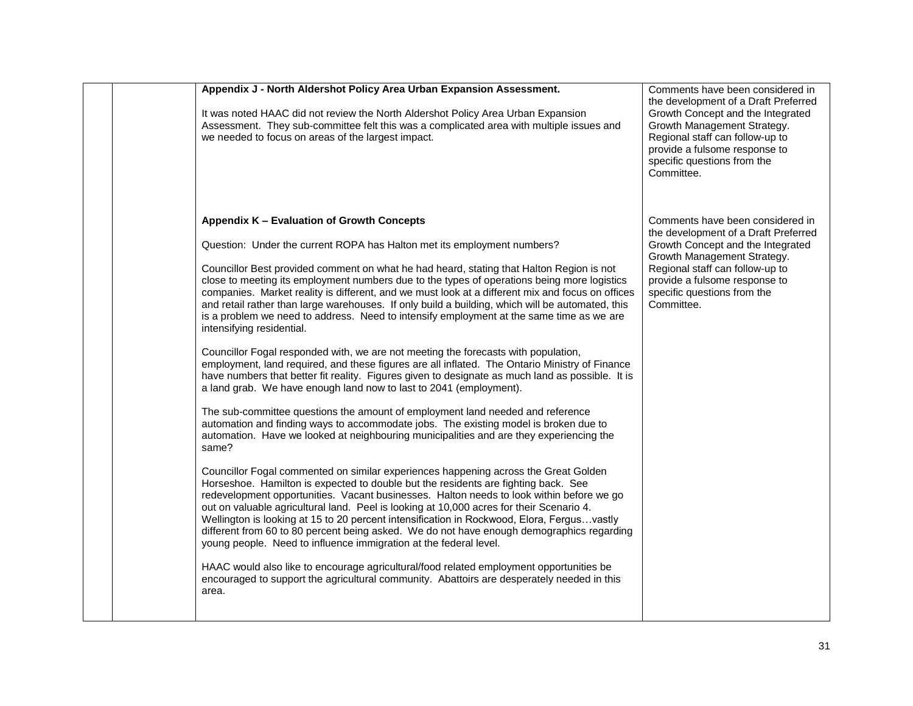| | | | |
|---|---|---|---|
| | | **Appendix J - North Aldershot Policy Area Urban Expansion Assessment.**<br><br>It was noted HAAC did not review the North Aldershot Policy Area Urban Expansion Assessment. They sub-committee felt this was a complicated area with multiple issues and we needed to focus on areas of the largest impact. | Comments have been considered in the development of a Draft Preferred Growth Concept and the Integrated Growth Management Strategy. Regional staff can follow-up to provide a fulsome response to specific questions from the Committee. |
| | | **Appendix K – Evaluation of Growth Concepts**<br><br>Question: Under the current ROPA has Halton met its employment numbers?<br><br>Councillor Best provided comment on what he had heard, stating that Halton Region is not close to meeting its employment numbers due to the types of operations being more logistics companies. Market reality is different, and we must look at a different mix and focus on offices and retail rather than large warehouses. If only build a building, which will be automated, this is a problem we need to address. Need to intensify employment at the same time as we are intensifying residential.<br><br>Councillor Fogal responded with, we are not meeting the forecasts with population, employment, land required, and these figures are all inflated. The Ontario Ministry of Finance have numbers that better fit reality. Figures given to designate as much land as possible. It is a land grab. We have enough land now to last to 2041 (employment).<br><br>The sub-committee questions the amount of employment land needed and reference automation and finding ways to accommodate jobs. The existing model is broken due to automation. Have we looked at neighbouring municipalities and are they experiencing the same?<br><br>Councillor Fogal commented on similar experiences happening across the Great Golden Horseshoe. Hamilton is expected to double but the residents are fighting back. See redevelopment opportunities. Vacant businesses. Halton needs to look within before we go out on valuable agricultural land. Peel is looking at 10,000 acres for their Scenario 4. Wellington is looking at 15 to 20 percent intensification in Rockwood, Elora, Fergus…vastly different from 60 to 80 percent being asked. We do not have enough demographics regarding young people. Need to influence immigration at the federal level.<br><br>HAAC would also like to encourage agricultural/food related employment opportunities be encouraged to support the agricultural community. Abattoirs are desperately needed in this area. | Comments have been considered in the development of a Draft Preferred Growth Concept and the Integrated Growth Management Strategy. Regional staff can follow-up to provide a fulsome response to specific questions from the Committee. |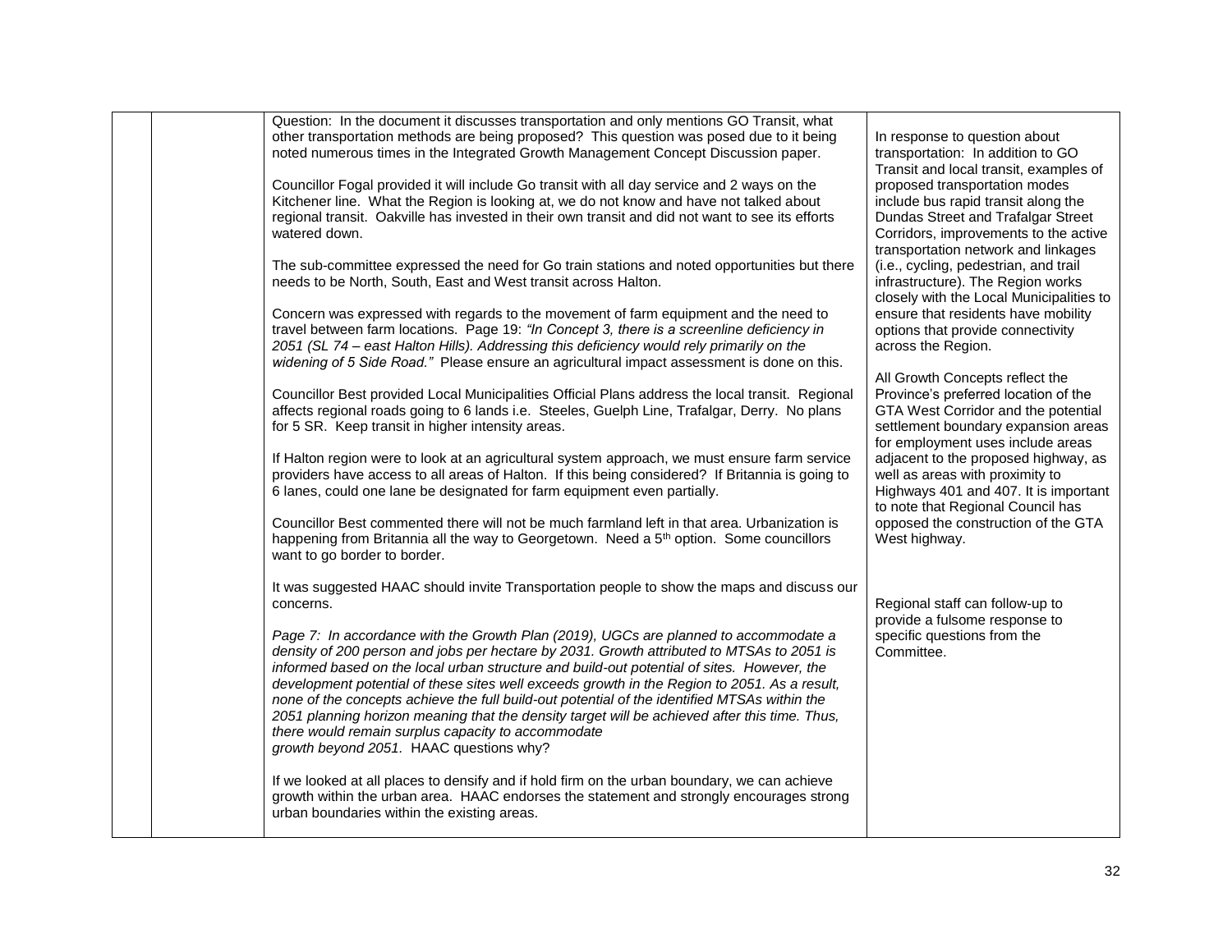|  |  |  |  |
|---|---|---|---|
|  |  | Question: In the document it discusses transportation and only mentions GO Transit, what other transportation methods are being proposed? This question was posed due to it being noted numerous times in the Integrated Growth Management Concept Discussion paper.<br><br>Councillor Fogal provided it will include Go transit with all day service and 2 ways on the Kitchener line. What the Region is looking at, we do not know and have not talked about regional transit. Oakville has invested in their own transit and did not want to see its efforts watered down.<br><br>The sub-committee expressed the need for Go train stations and noted opportunities but there needs to be North, South, East and West transit across Halton.<br><br>Concern was expressed with regards to the movement of farm equipment and the need to travel between farm locations. Page 19: *"In Concept 3, there is a screenline deficiency in 2051 (SL 74 – east Halton Hills). Addressing this deficiency would rely primarily on the widening of 5 Side Road."* Please ensure an agricultural impact assessment is done on this.<br><br>Councillor Best provided Local Municipalities Official Plans address the local transit. Regional affects regional roads going to 6 lands i.e. Steeles, Guelph Line, Trafalgar, Derry. No plans for 5 SR. Keep transit in higher intensity areas.<br><br>If Halton region were to look at an agricultural system approach, we must ensure farm service providers have access to all areas of Halton. If this being considered? If Britannia is going to 6 lanes, could one lane be designated for farm equipment even partially.<br><br>Councillor Best commented there will not be much farmland left in that area. Urbanization is happening from Britannia all the way to Georgetown. Need a 5th option. Some councillors want to go border to border.<br><br>It was suggested HAAC should invite Transportation people to show the maps and discuss our concerns.<br><br>*Page 7: In accordance with the Growth Plan (2019), UGCs are planned to accommodate a density of 200 person and jobs per hectare by 2031. Growth attributed to MTSAs to 2051 is informed based on the local urban structure and build-out potential of sites. However, the development potential of these sites well exceeds growth in the Region to 2051. As a result, none of the concepts achieve the full build-out potential of the identified MTSAs within the 2051 planning horizon meaning that the density target will be achieved after this time. Thus, there would remain surplus capacity to accommodate growth beyond 2051.* HAAC questions why?<br><br>If we looked at all places to densify and if hold firm on the urban boundary, we can achieve growth within the urban area. HAAC endorses the statement and strongly encourages strong urban boundaries within the existing areas. | In response to question about transportation: In addition to GO Transit and local transit, examples of proposed transportation modes include bus rapid transit along the Dundas Street and Trafalgar Street Corridors, improvements to the active transportation network and linkages (i.e., cycling, pedestrian, and trail infrastructure). The Region works closely with the Local Municipalities to ensure that residents have mobility options that provide connectivity across the Region.<br><br>All Growth Concepts reflect the Province's preferred location of the GTA West Corridor and the potential settlement boundary expansion areas for employment uses include areas adjacent to the proposed highway, as well as areas with proximity to Highways 401 and 407. It is important to note that Regional Council has opposed the construction of the GTA West highway.<br><br>Regional staff can follow-up to provide a fulsome response to specific questions from the Committee. |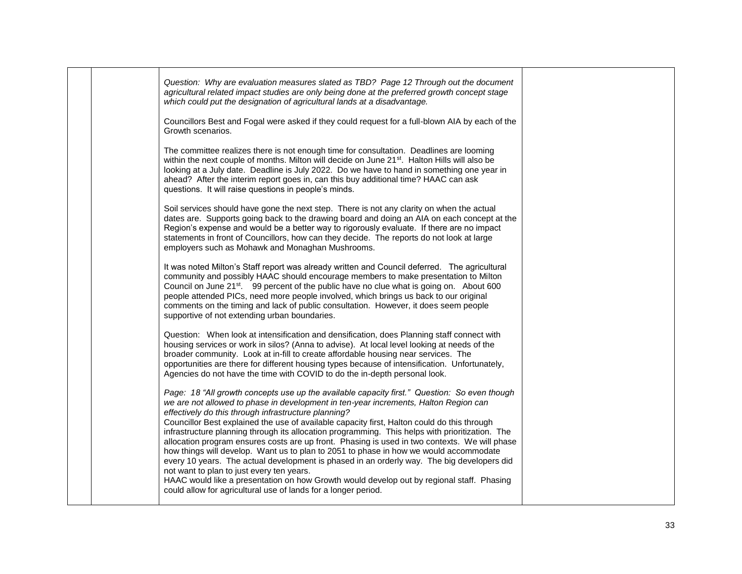| | | | |
|---|---|---|---|
| | | *Question: Why are evaluation measures slated as TBD? Page 12 Through out the document agricultural related impact studies are only being done at the preferred growth concept stage which could put the designation of agricultural lands at a disadvantage.*<br><br>Councillors Best and Fogal were asked if they could request for a full-blown AIA by each of the Growth scenarios.<br><br>The committee realizes there is not enough time for consultation. Deadlines are looming within the next couple of months. Milton will decide on June 21st. Halton Hills will also be looking at a July date. Deadline is July 2022. Do we have to hand in something one year in ahead? After the interim report goes in, can this buy additional time? HAAC can ask questions. It will raise questions in people's minds.<br><br>Soil services should have gone the next step. There is not any clarity on when the actual dates are. Supports going back to the drawing board and doing an AIA on each concept at the Region's expense and would be a better way to rigorously evaluate. If there are no impact statements in front of Councillors, how can they decide. The reports do not look at large employers such as Mohawk and Monaghan Mushrooms.<br><br>It was noted Milton's Staff report was already written and Council deferred. The agricultural community and possibly HAAC should encourage members to make presentation to Milton Council on June 21st. 99 percent of the public have no clue what is going on. About 600 people attended PICs, need more people involved, which brings us back to our original comments on the timing and lack of public consultation. However, it does seem people supportive of not extending urban boundaries.<br><br>Question: When look at intensification and densification, does Planning staff connect with housing services or work in silos? (Anna to advise). At local level looking at needs of the broader community. Look at in-fill to create affordable housing near services. The opportunities are there for different housing types because of intensification. Unfortunately, Agencies do not have the time with COVID to do the in-depth personal look.<br><br>*Page: 18 "All growth concepts use up the available capacity first." Question: So even though we are not allowed to phase in development in ten-year increments, Halton Region can effectively do this through infrastructure planning?*<br>Councillor Best explained the use of available capacity first, Halton could do this through infrastructure planning through its allocation programming. This helps with prioritization. The allocation program ensures costs are up front. Phasing is used in two contexts. We will phase how things will develop. Want us to plan to 2051 to phase in how we would accommodate every 10 years. The actual development is phased in an orderly way. The big developers did not want to plan to just every ten years.<br>HAAC would like a presentation on how Growth would develop out by regional staff. Phasing could allow for agricultural use of lands for a longer period. | |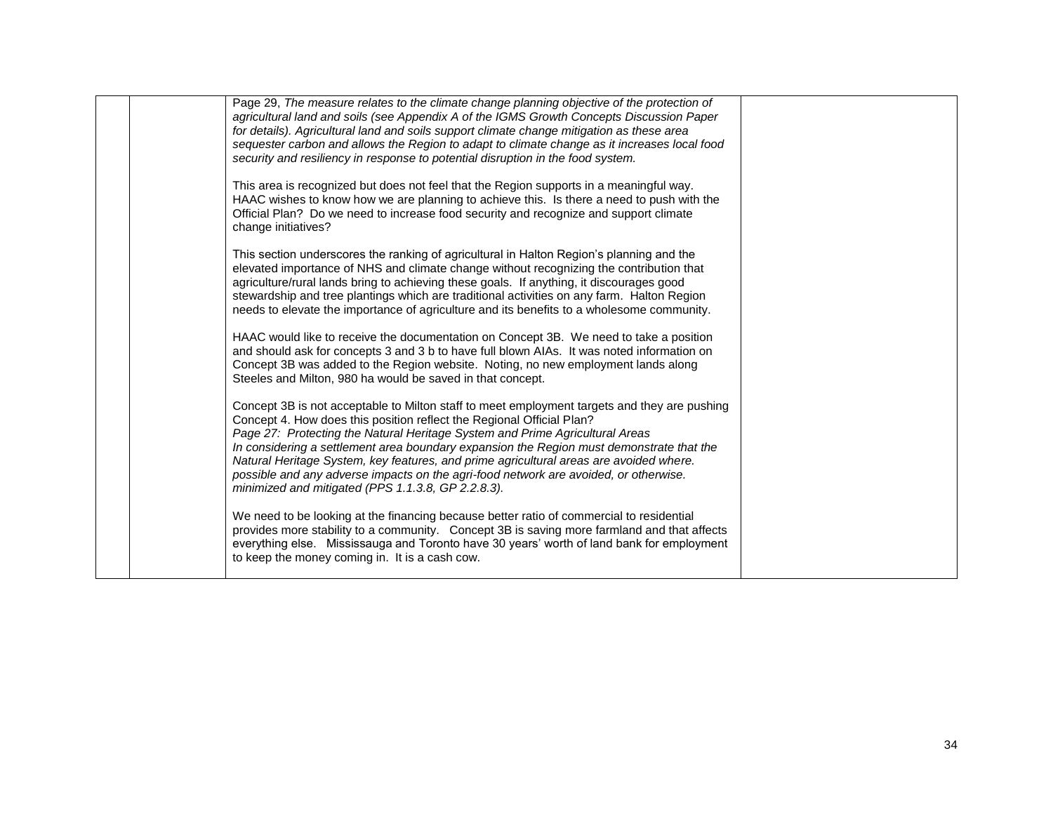| | | | |
|---|---|---|---|
| | | Page 29, *The measure relates to the climate change planning objective of the protection of agricultural land and soils (see Appendix A of the IGMS Growth Concepts Discussion Paper for details). Agricultural land and soils support climate change mitigation as these area sequester carbon and allows the Region to adapt to climate change as it increases local food security and resiliency in response to potential disruption in the food system.*<br><br>This area is recognized but does not feel that the Region supports in a meaningful way. HAAC wishes to know how we are planning to achieve this. Is there a need to push with the Official Plan? Do we need to increase food security and recognize and support climate change initiatives?<br><br>This section underscores the ranking of agricultural in Halton Region's planning and the elevated importance of NHS and climate change without recognizing the contribution that agriculture/rural lands bring to achieving these goals. If anything, it discourages good stewardship and tree plantings which are traditional activities on any farm. Halton Region needs to elevate the importance of agriculture and its benefits to a wholesome community.<br><br>HAAC would like to receive the documentation on Concept 3B. We need to take a position and should ask for concepts 3 and 3 b to have full blown AIAs. It was noted information on Concept 3B was added to the Region website. Noting, no new employment lands along Steeles and Milton, 980 ha would be saved in that concept.<br><br>Concept 3B is not acceptable to Milton staff to meet employment targets and they are pushing Concept 4. How does this position reflect the Regional Official Plan?<br>*Page 27: Protecting the Natural Heritage System and Prime Agricultural Areas*<br>*In considering a settlement area boundary expansion the Region must demonstrate that the Natural Heritage System, key features, and prime agricultural areas are avoided where. possible and any adverse impacts on the agri-food network are avoided, or otherwise. minimized and mitigated (PPS 1.1.3.8, GP 2.2.8.3).*<br><br>We need to be looking at the financing because better ratio of commercial to residential provides more stability to a community. Concept 3B is saving more farmland and that affects everything else. Mississauga and Toronto have 30 years' worth of land bank for employment to keep the money coming in. It is a cash cow. | |